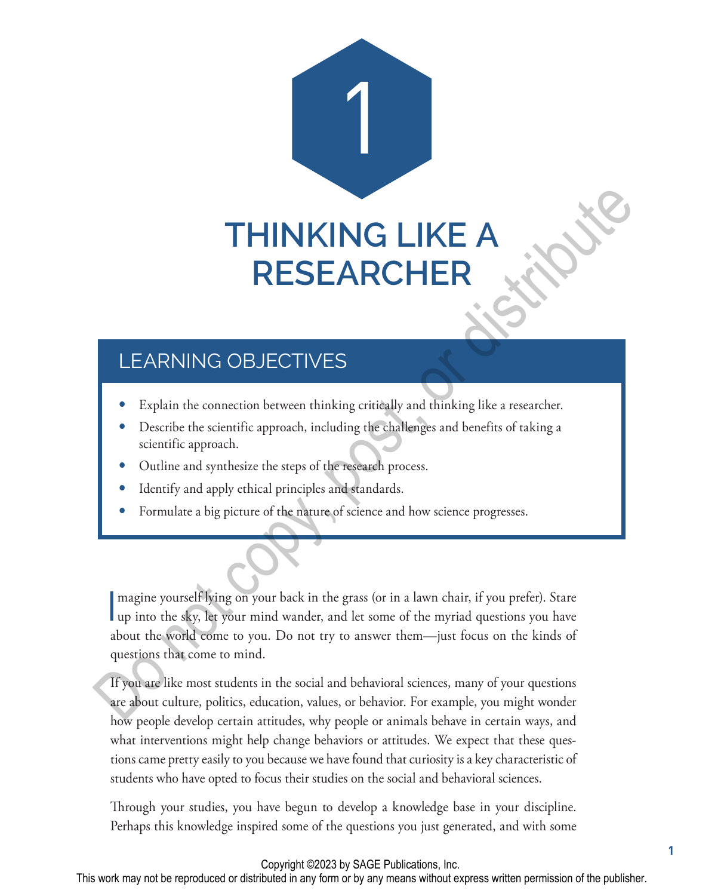# 1

# THINKING LIKE A RESEARCHER

## LEARNING OBJECTIVES

- Explain the connection between thinking critically and thinking like a researcher.
- Describe the scientific approach, including the challenges and benefits of taking a scientific approach.
- Outline and synthesize the steps of the research process.
- Identify and apply ethical principles and standards.
- Formulate a big picture of the nature of science and how science progresses.

Imagine yourself lying on your back in the grass (or in a lawn chair, if you prefer). Stare up into the sky, let your mind wander, and let some of the myriad questions you have about the world come to you. Do not try to answer them—just focus on the kinds of questions that come to mind.

If you are like most students in the social and behavioral sciences, many of your questions are about culture, politics, education, values, or behavior. For example, you might wonder how people develop certain attitudes, why people or animals behave in certain ways, and what interventions might help change behaviors or attitudes. We expect that these questions came pretty easily to you because we have found that curiosity is a key characteristic of students who have opted to focus their studies on the social and behavioral sciences.

Through your studies, you have begun to develop a knowledge base in your discipline. Perhaps this knowledge inspired some of the questions you just generated, and with some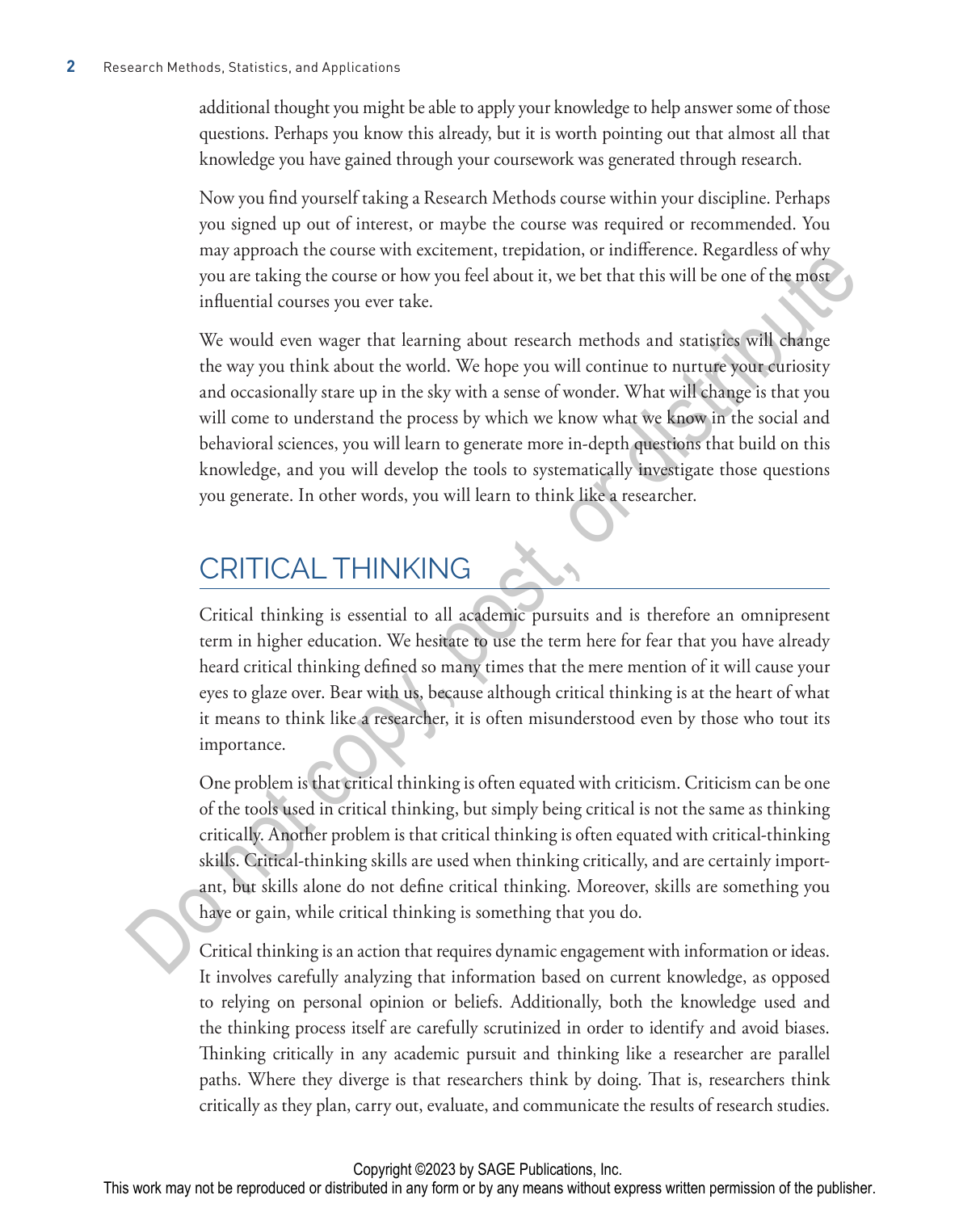additional thought you might be able to apply your knowledge to help answer some of those questions. Perhaps you know this already, but it is worth pointing out that almost all that knowledge you have gained through your coursework was generated through research.

Now you find yourself taking a Research Methods course within your discipline. Perhaps you signed up out of interest, or maybe the course was required or recommended. You may approach the course with excitement, trepidation, or indifference. Regardless of why you are taking the course or how you feel about it, we bet that this will be one of the most influential courses you ever take.

We would even wager that learning about research methods and statistics will change the way you think about the world. We hope you will continue to nurture your curiosity and occasionally stare up in the sky with a sense of wonder. What will change is that you will come to understand the process by which we know what we know in the social and behavioral sciences, you will learn to generate more in-depth questions that build on this knowledge, and you will develop the tools to systematically investigate those questions you generate. In other words, you will learn to think like a researcher.

## CRITICAL THINKING

Critical thinking is essential to all academic pursuits and is therefore an omnipresent term in higher education. We hesitate to use the term here for fear that you have already heard critical thinking defined so many times that the mere mention of it will cause your eyes to glaze over. Bear with us, because although critical thinking is at the heart of what it means to think like a researcher, it is often misunderstood even by those who tout its importance.

One problem is that critical thinking is often equated with criticism. Criticism can be one of the tools used in critical thinking, but simply being critical is not the same as thinking critically. Another problem is that critical thinking is often equated with critical-thinking skills. Critical-thinking skills are used when thinking critically, and are certainly important, but skills alone do not define critical thinking. Moreover, skills are something you have or gain, while critical thinking is something that you do.

Critical thinking is an action that requires dynamic engagement with information or ideas. It involves carefully analyzing that information based on current knowledge, as opposed to relying on personal opinion or beliefs. Additionally, both the knowledge used and the thinking process itself are carefully scrutinized in order to identify and avoid biases. Thinking critically in any academic pursuit and thinking like a researcher are parallel paths. Where they diverge is that researchers think by doing. That is, researchers think critically as they plan, carry out, evaluate, and communicate the results of research studies.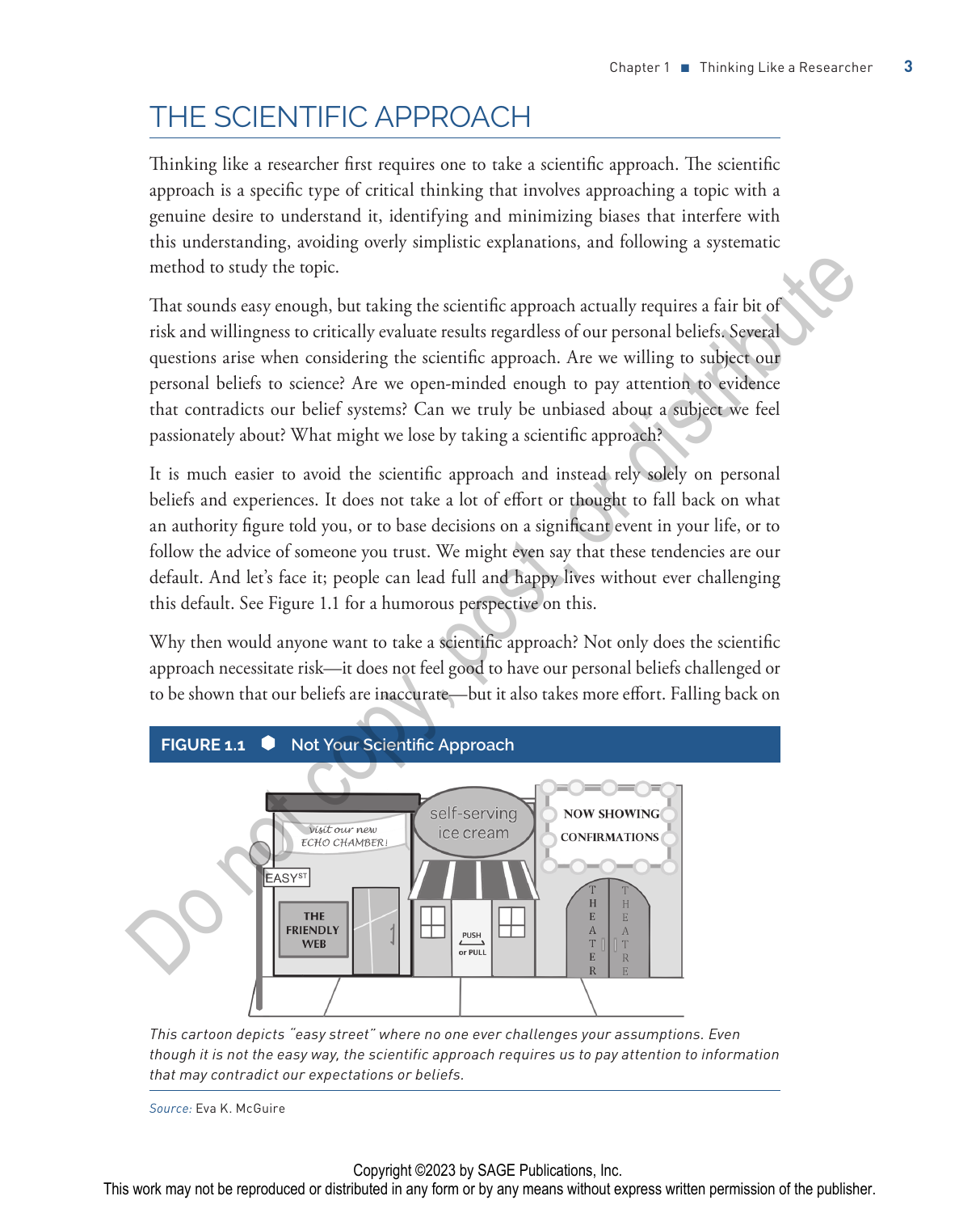# THE SCIENTIFIC APPROACH

Thinking like a researcher first requires one to take a scientific approach. The scientific approach is a specific type of critical thinking that involves approaching a topic with a genuine desire to understand it, identifying and minimizing biases that interfere with this understanding, avoiding overly simplistic explanations, and following a systematic method to study the topic.

That sounds easy enough, but taking the scientific approach actually requires a fair bit of risk and willingness to critically evaluate results regardless of our personal beliefs. Several questions arise when considering the scientific approach. Are we willing to subject our personal beliefs to science? Are we open-minded enough to pay attention to evidence that contradicts our belief systems? Can we truly be unbiased about a subject we feel passionately about? What might we lose by taking a scientific approach?

It is much easier to avoid the scientific approach and instead rely solely on personal beliefs and experiences. It does not take a lot of effort or thought to fall back on what an authority figure told you, or to base decisions on a significant event in your life, or to follow the advice of someone you trust. We might even say that these tendencies are our default. And let's face it; people can lead full and happy lives without ever challenging this default. See Figure 1.1 for a humorous perspective on this.

Why then would anyone want to take a scientific approach? Not only does the scientific approach necessitate risk—it does not feel good to have our personal beliefs challenged or to be shown that our beliefs are inaccurate—but it also takes more effort. Falling back on

**FIGURE 1.1 ● Not Your Scientific Approach**

*This cartoon depicts "easy street" where no one ever challenges your assumptions. Even though it is not the easy way, the scientific approach requires us to pay attention to information that may contradict our expectations or beliefs.*

*Source:* Eva K. McGuire

Copyright ©2023 by SAGE Publications, Inc.
This work may not be reproduced or distributed in any form or by any means without express written permission of the publisher.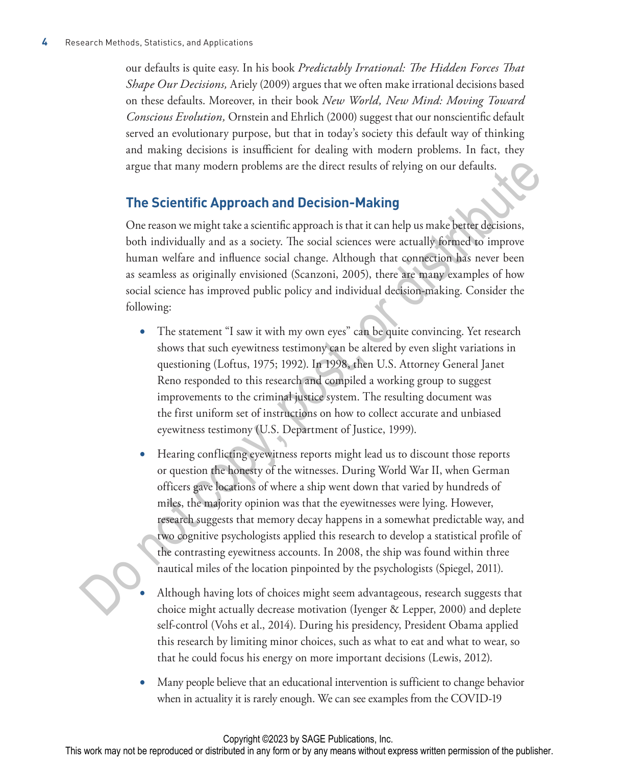our defaults is quite easy. In his book *Predictably Irrational: The Hidden Forces That Shape Our Decisions,* Ariely (2009) argues that we often make irrational decisions based on these defaults. Moreover, in their book *New World, New Mind: Moving Toward Conscious Evolution,* Ornstein and Ehrlich (2000) suggest that our nonscientific default served an evolutionary purpose, but that in today's society this default way of thinking and making decisions is insufficient for dealing with modern problems. In fact, they argue that many modern problems are the direct results of relying on our defaults.

## The Scientific Approach and Decision-Making

One reason we might take a scientific approach is that it can help us make better decisions, both individually and as a society. The social sciences were actually formed to improve human welfare and influence social change. Although that connection has never been as seamless as originally envisioned (Scanzoni, 2005), there are many examples of how social science has improved public policy and individual decision-making. Consider the following:

- The statement "I saw it with my own eyes" can be quite convincing. Yet research shows that such eyewitness testimony can be altered by even slight variations in questioning (Loftus, 1975; 1992). In 1998, then U.S. Attorney General Janet Reno responded to this research and compiled a working group to suggest improvements to the criminal justice system. The resulting document was the first uniform set of instructions on how to collect accurate and unbiased eyewitness testimony (U.S. Department of Justice, 1999).
- Hearing conflicting eyewitness reports might lead us to discount those reports or question the honesty of the witnesses. During World War II, when German officers gave locations of where a ship went down that varied by hundreds of miles, the majority opinion was that the eyewitnesses were lying. However, research suggests that memory decay happens in a somewhat predictable way, and two cognitive psychologists applied this research to develop a statistical profile of the contrasting eyewitness accounts. In 2008, the ship was found within three nautical miles of the location pinpointed by the psychologists (Spiegel, 2011).
- Although having lots of choices might seem advantageous, research suggests that choice might actually decrease motivation (Iyenger & Lepper, 2000) and deplete self-control (Vohs et al., 2014). During his presidency, President Obama applied this research by limiting minor choices, such as what to eat and what to wear, so that he could focus his energy on more important decisions (Lewis, 2012).
- Many people believe that an educational intervention is sufficient to change behavior when in actuality it is rarely enough. We can see examples from the COVID-19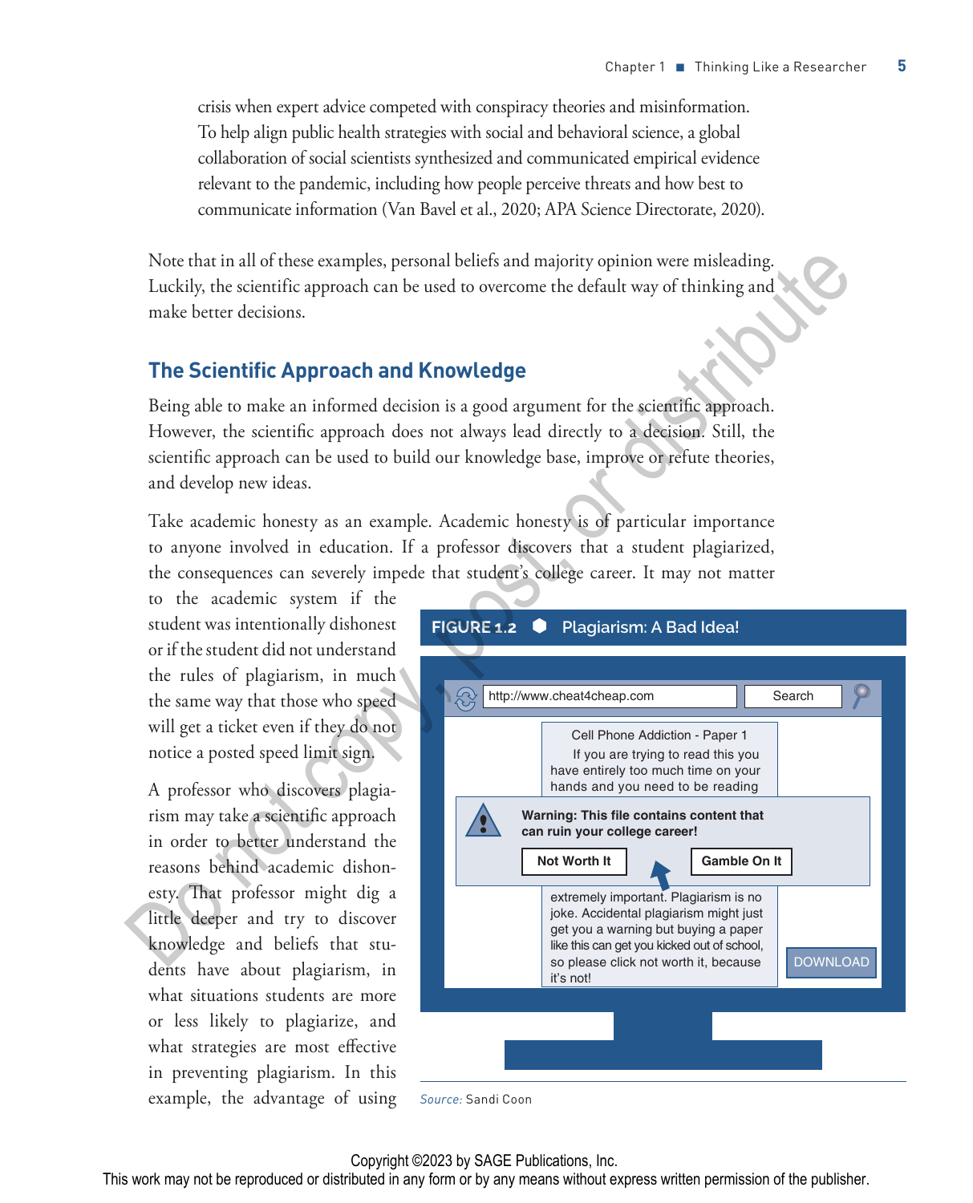crisis when expert advice competed with conspiracy theories and misinformation. To help align public health strategies with social and behavioral science, a global collaboration of social scientists synthesized and communicated empirical evidence relevant to the pandemic, including how people perceive threats and how best to communicate information (Van Bavel et al., 2020; APA Science Directorate, 2020).

Note that in all of these examples, personal beliefs and majority opinion were misleading. Luckily, the scientific approach can be used to overcome the default way of thinking and make better decisions.

## The Scientific Approach and Knowledge

Being able to make an informed decision is a good argument for the scientific approach. However, the scientific approach does not always lead directly to a decision. Still, the scientific approach can be used to build our knowledge base, improve or refute theories, and develop new ideas.

Take academic honesty as an example. Academic honesty is of particular importance to anyone involved in education. If a professor discovers that a student plagiarized, the consequences can severely impede that student's college career. It may not matter to the academic system if the student was intentionally dishonest or if the student did not understand the rules of plagiarism, in much the same way that those who speed will get a ticket even if they do not notice a posted speed limit sign.

A professor who discovers plagiarism may take a scientific approach in order to better understand the reasons behind academic dishonesty. That professor might dig a little deeper and try to discover knowledge and beliefs that students have about plagiarism, in what situations students are more or less likely to plagiarize, and what strategies are most effective in preventing plagiarism. In this example, the advantage of using

**FIGURE 1.2** Plagiarism: A Bad Idea!

http://www.cheat4cheap.com Search

Cell Phone Addiction - Paper 1
If you are trying to read this you have entirely too much time on your hands and you need to be reading

**Warning: This file contains content that can ruin your college career!**

**Not Worth It** **Gamble On It**

extremely important. Plagiarism is no joke. Accidental plagiarism might just get you a warning but buying a paper like this can get you kicked out of school, so please click not worth it, because it's not!

DOWNLOAD

*Source:* Sandi Coon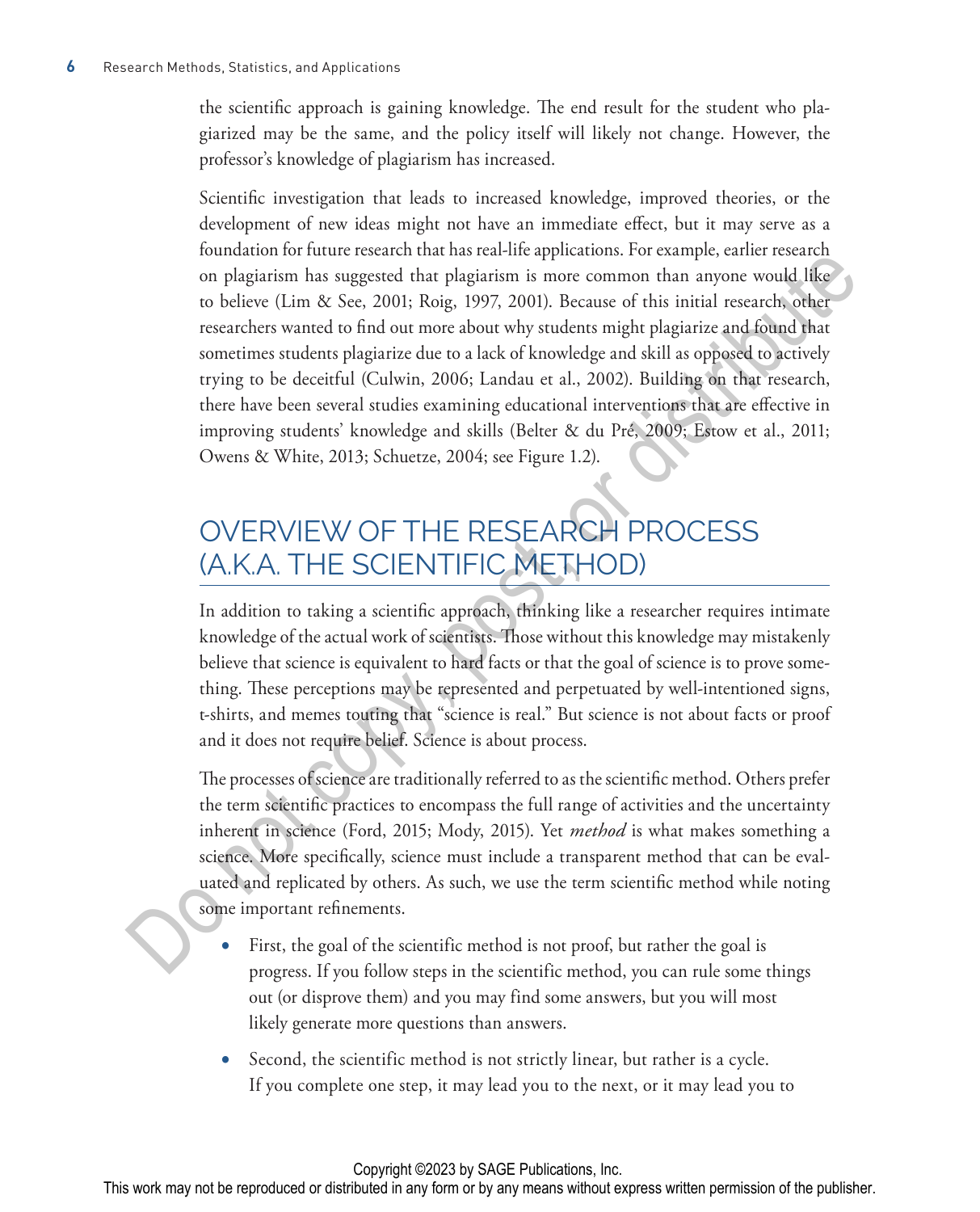the scientific approach is gaining knowledge. The end result for the student who plagiarized may be the same, and the policy itself will likely not change. However, the professor's knowledge of plagiarism has increased.

Scientific investigation that leads to increased knowledge, improved theories, or the development of new ideas might not have an immediate effect, but it may serve as a foundation for future research that has real-life applications. For example, earlier research on plagiarism has suggested that plagiarism is more common than anyone would like to believe (Lim & See, 2001; Roig, 1997, 2001). Because of this initial research, other researchers wanted to find out more about why students might plagiarize and found that sometimes students plagiarize due to a lack of knowledge and skill as opposed to actively trying to be deceitful (Culwin, 2006; Landau et al., 2002). Building on that research, there have been several studies examining educational interventions that are effective in improving students' knowledge and skills (Belter & du Pré, 2009; Estow et al., 2011; Owens & White, 2013; Schuetze, 2004; see Figure 1.2).

## OVERVIEW OF THE RESEARCH PROCESS (A.K.A. THE SCIENTIFIC METHOD)

In addition to taking a scientific approach, thinking like a researcher requires intimate knowledge of the actual work of scientists. Those without this knowledge may mistakenly believe that science is equivalent to hard facts or that the goal of science is to prove something. These perceptions may be represented and perpetuated by well-intentioned signs, t-shirts, and memes touting that "science is real." But science is not about facts or proof and it does not require belief. Science is about process.

The processes of science are traditionally referred to as the scientific method. Others prefer the term scientific practices to encompass the full range of activities and the uncertainty inherent in science (Ford, 2015; Mody, 2015). Yet *method* is what makes something a science. More specifically, science must include a transparent method that can be evaluated and replicated by others. As such, we use the term scientific method while noting some important refinements.

- First, the goal of the scientific method is not proof, but rather the goal is progress. If you follow steps in the scientific method, you can rule some things out (or disprove them) and you may find some answers, but you will most likely generate more questions than answers.
- Second, the scientific method is not strictly linear, but rather is a cycle. If you complete one step, it may lead you to the next, or it may lead you to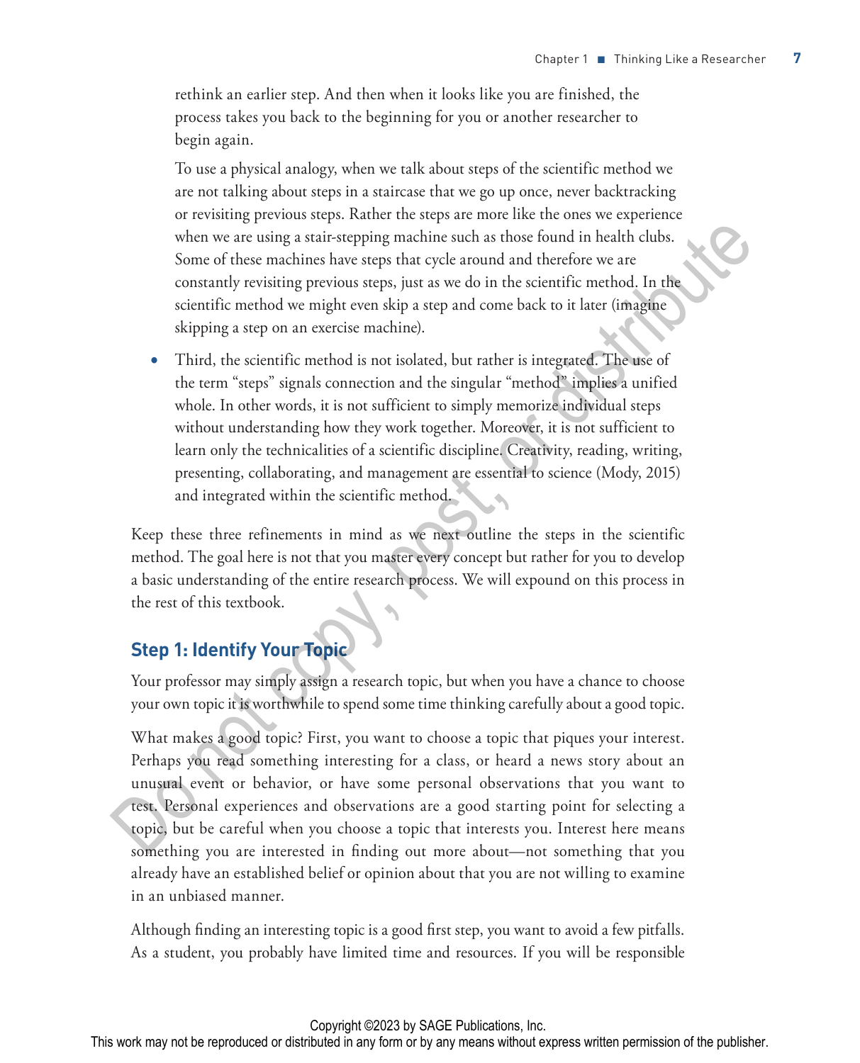rethink an earlier step. And then when it looks like you are finished, the process takes you back to the beginning for you or another researcher to begin again.

To use a physical analogy, when we talk about steps of the scientific method we are not talking about steps in a staircase that we go up once, never backtracking or revisiting previous steps. Rather the steps are more like the ones we experience when we are using a stair-stepping machine such as those found in health clubs. Some of these machines have steps that cycle around and therefore we are constantly revisiting previous steps, just as we do in the scientific method. In the scientific method we might even skip a step and come back to it later (imagine skipping a step on an exercise machine).

- Third, the scientific method is not isolated, but rather is integrated. The use of the term "steps" signals connection and the singular "method" implies a unified whole. In other words, it is not sufficient to simply memorize individual steps without understanding how they work together. Moreover, it is not sufficient to learn only the technicalities of a scientific discipline. Creativity, reading, writing, presenting, collaborating, and management are essential to science (Mody, 2015) and integrated within the scientific method.

Keep these three refinements in mind as we next outline the steps in the scientific method. The goal here is not that you master every concept but rather for you to develop a basic understanding of the entire research process. We will expound on this process in the rest of this textbook.

## Step 1: Identify Your Topic

Your professor may simply assign a research topic, but when you have a chance to choose your own topic it is worthwhile to spend some time thinking carefully about a good topic.

What makes a good topic? First, you want to choose a topic that piques your interest. Perhaps you read something interesting for a class, or heard a news story about an unusual event or behavior, or have some personal observations that you want to test. Personal experiences and observations are a good starting point for selecting a topic, but be careful when you choose a topic that interests you. Interest here means something you are interested in finding out more about—not something that you already have an established belief or opinion about that you are not willing to examine in an unbiased manner.

Although finding an interesting topic is a good first step, you want to avoid a few pitfalls. As a student, you probably have limited time and resources. If you will be responsible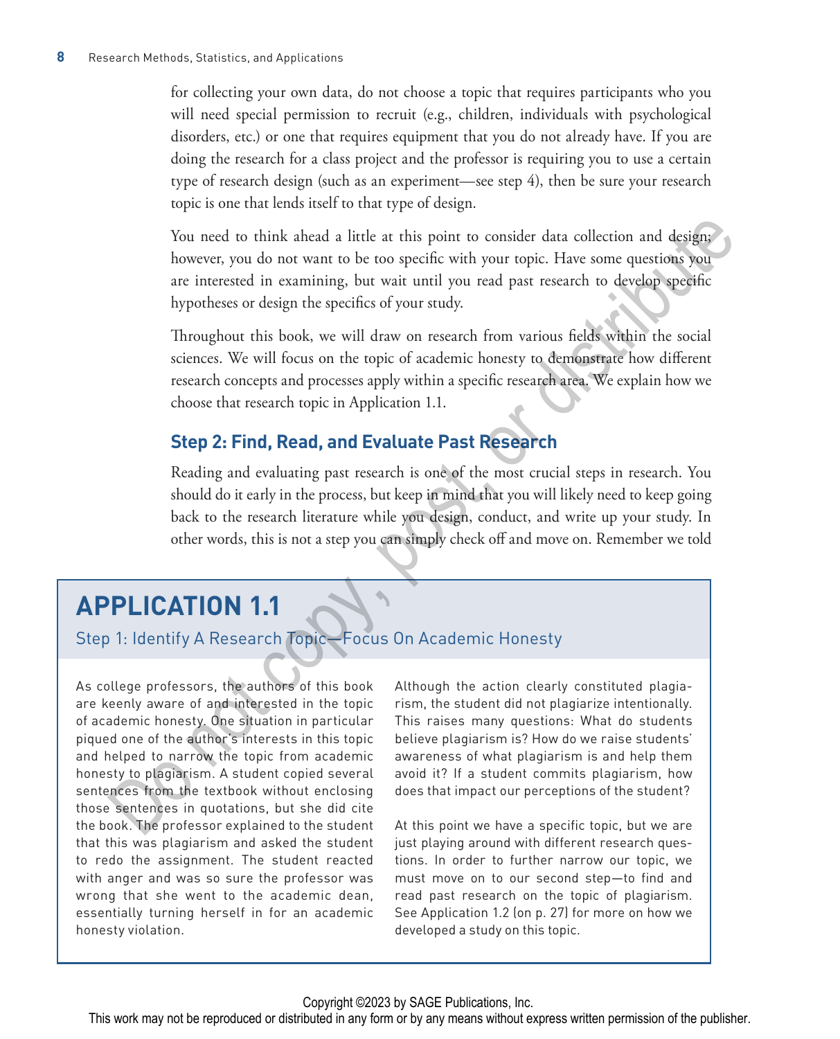for collecting your own data, do not choose a topic that requires participants who you will need special permission to recruit (e.g., children, individuals with psychological disorders, etc.) or one that requires equipment that you do not already have. If you are doing the research for a class project and the professor is requiring you to use a certain type of research design (such as an experiment—see step 4), then be sure your research topic is one that lends itself to that type of design.

You need to think ahead a little at this point to consider data collection and design; however, you do not want to be too specific with your topic. Have some questions you are interested in examining, but wait until you read past research to develop specific hypotheses or design the specifics of your study.

Throughout this book, we will draw on research from various fields within the social sciences. We will focus on the topic of academic honesty to demonstrate how different research concepts and processes apply within a specific research area. We explain how we choose that research topic in Application 1.1.

## Step 2: Find, Read, and Evaluate Past Research

Reading and evaluating past research is one of the most crucial steps in research. You should do it early in the process, but keep in mind that you will likely need to keep going back to the research literature while you design, conduct, and write up your study. In other words, this is not a step you can simply check off and move on. Remember we told

## APPLICATION 1.1

### Step 1: Identify A Research Topic—Focus On Academic Honesty

As college professors, the authors of this book are keenly aware of and interested in the topic of academic honesty. One situation in particular piqued one of the author's interests in this topic and helped to narrow the topic from academic honesty to plagiarism. A student copied several sentences from the textbook without enclosing those sentences in quotations, but she did cite the book. The professor explained to the student that this was plagiarism and asked the student to redo the assignment. The student reacted with anger and was so sure the professor was wrong that she went to the academic dean, essentially turning herself in for an academic honesty violation.

Although the action clearly constituted plagiarism, the student did not plagiarize intentionally. This raises many questions: What do students believe plagiarism is? How do we raise students' awareness of what plagiarism is and help them avoid it? If a student commits plagiarism, how does that impact our perceptions of the student?

At this point we have a specific topic, but we are just playing around with different research questions. In order to further narrow our topic, we must move on to our second step—to find and read past research on the topic of plagiarism. See Application 1.2 (on p. 27) for more on how we developed a study on this topic.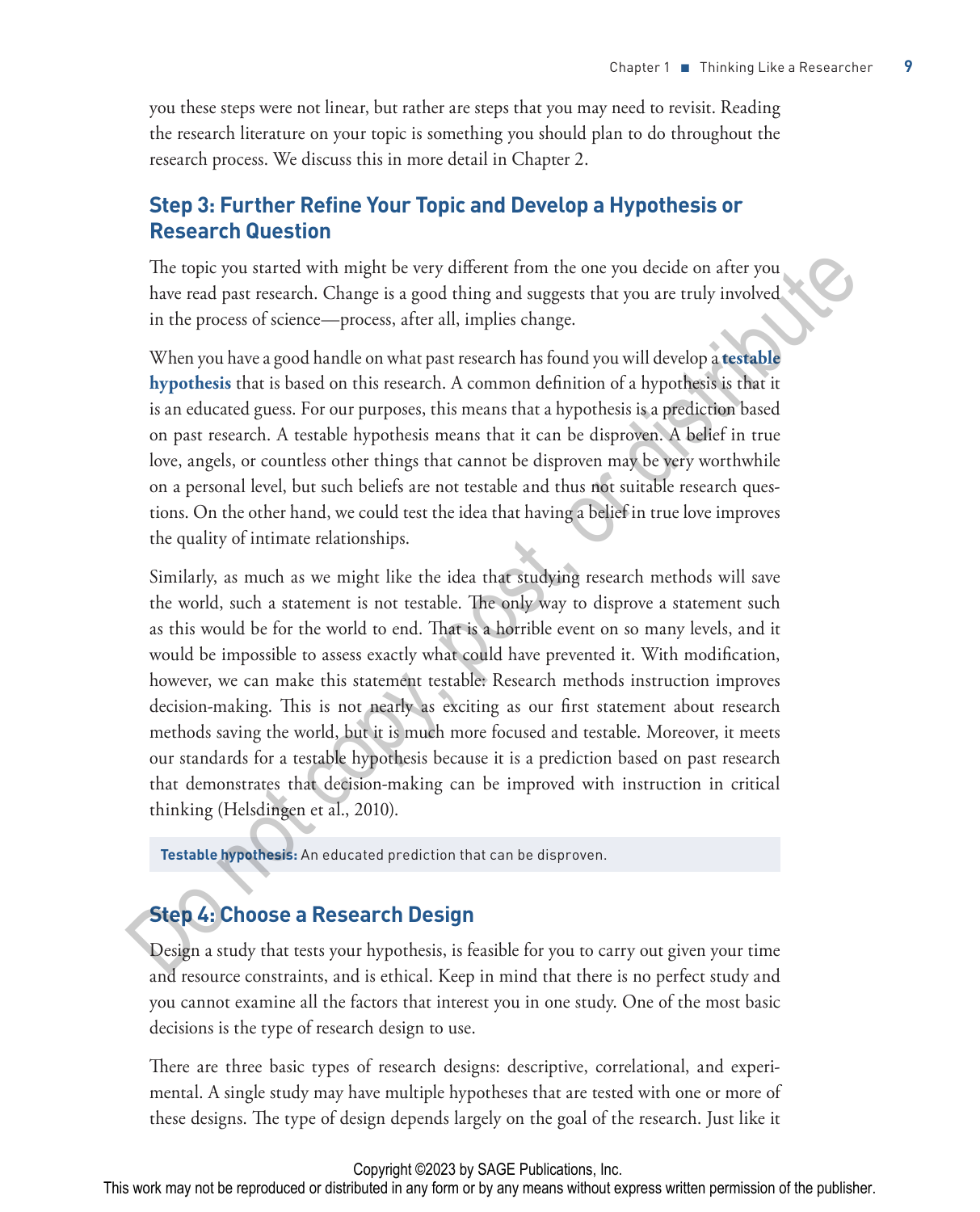you these steps were not linear, but rather are steps that you may need to revisit. Reading the research literature on your topic is something you should plan to do throughout the research process. We discuss this in more detail in Chapter 2.

## Step 3: Further Refine Your Topic and Develop a Hypothesis or Research Question

The topic you started with might be very different from the one you decide on after you have read past research. Change is a good thing and suggests that you are truly involved in the process of science—process, after all, implies change.

When you have a good handle on what past research has found you will develop a **testable hypothesis** that is based on this research. A common definition of a hypothesis is that it is an educated guess. For our purposes, this means that a hypothesis is a prediction based on past research. A testable hypothesis means that it can be disproven. A belief in true love, angels, or countless other things that cannot be disproven may be very worthwhile on a personal level, but such beliefs are not testable and thus not suitable research questions. On the other hand, we could test the idea that having a belief in true love improves the quality of intimate relationships.

Similarly, as much as we might like the idea that studying research methods will save the world, such a statement is not testable. The only way to disprove a statement such as this would be for the world to end. That is a horrible event on so many levels, and it would be impossible to assess exactly what could have prevented it. With modification, however, we can make this statement testable: Research methods instruction improves decision-making. This is not nearly as exciting as our first statement about research methods saving the world, but it is much more focused and testable. Moreover, it meets our standards for a testable hypothesis because it is a prediction based on past research that demonstrates that decision-making can be improved with instruction in critical thinking (Helsdingen et al., 2010).

> **Testable hypothesis:** An educated prediction that can be disproven.

## Step 4: Choose a Research Design

Design a study that tests your hypothesis, is feasible for you to carry out given your time and resource constraints, and is ethical. Keep in mind that there is no perfect study and you cannot examine all the factors that interest you in one study. One of the most basic decisions is the type of research design to use.

There are three basic types of research designs: descriptive, correlational, and experimental. A single study may have multiple hypotheses that are tested with one or more of these designs. The type of design depends largely on the goal of the research. Just like it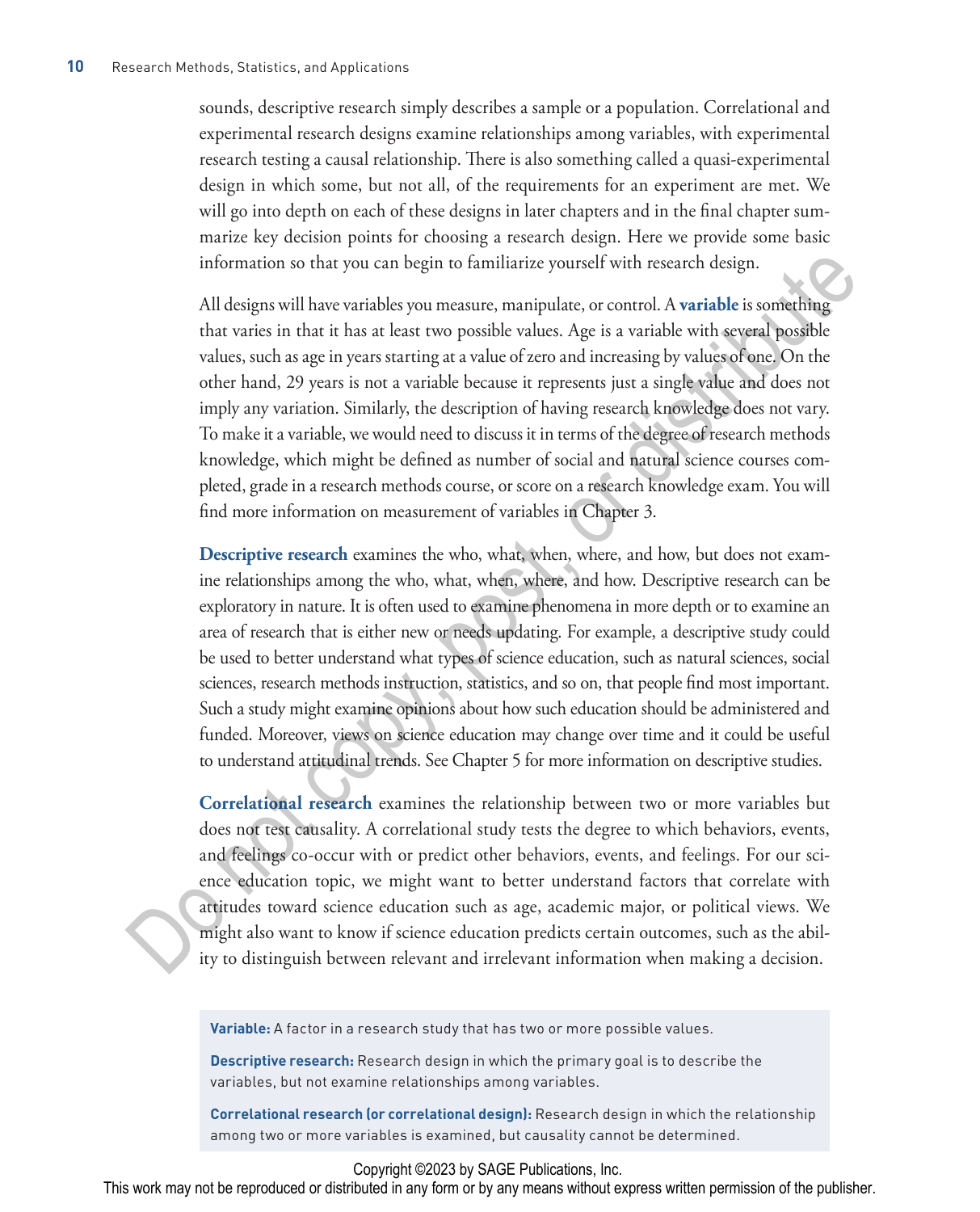sounds, descriptive research simply describes a sample or a population. Correlational and experimental research designs examine relationships among variables, with experimental research testing a causal relationship. There is also something called a quasi-experimental design in which some, but not all, of the requirements for an experiment are met. We will go into depth on each of these designs in later chapters and in the final chapter summarize key decision points for choosing a research design. Here we provide some basic information so that you can begin to familiarize yourself with research design.

All designs will have variables you measure, manipulate, or control. A **variable** is something that varies in that it has at least two possible values. Age is a variable with several possible values, such as age in years starting at a value of zero and increasing by values of one. On the other hand, 29 years is not a variable because it represents just a single value and does not imply any variation. Similarly, the description of having research knowledge does not vary. To make it a variable, we would need to discuss it in terms of the degree of research methods knowledge, which might be defined as number of social and natural science courses completed, grade in a research methods course, or score on a research knowledge exam. You will find more information on measurement of variables in Chapter 3.

**Descriptive research** examines the who, what, when, where, and how, but does not examine relationships among the who, what, when, where, and how. Descriptive research can be exploratory in nature. It is often used to examine phenomena in more depth or to examine an area of research that is either new or needs updating. For example, a descriptive study could be used to better understand what types of science education, such as natural sciences, social sciences, research methods instruction, statistics, and so on, that people find most important. Such a study might examine opinions about how such education should be administered and funded. Moreover, views on science education may change over time and it could be useful to understand attitudinal trends. See Chapter 5 for more information on descriptive studies.

**Correlational research** examines the relationship between two or more variables but does not test causality. A correlational study tests the degree to which behaviors, events, and feelings co-occur with or predict other behaviors, events, and feelings. For our science education topic, we might want to better understand factors that correlate with attitudes toward science education such as age, academic major, or political views. We might also want to know if science education predicts certain outcomes, such as the ability to distinguish between relevant and irrelevant information when making a decision.

> **Variable:** A factor in a research study that has two or more possible values.
>
> **Descriptive research:** Research design in which the primary goal is to describe the variables, but not examine relationships among variables.
>
> **Correlational research (or correlational design):** Research design in which the relationship among two or more variables is examined, but causality cannot be determined.

Copyright ©2023 by SAGE Publications, Inc.
This work may not be reproduced or distributed in any form or by any means without express written permission of the publisher.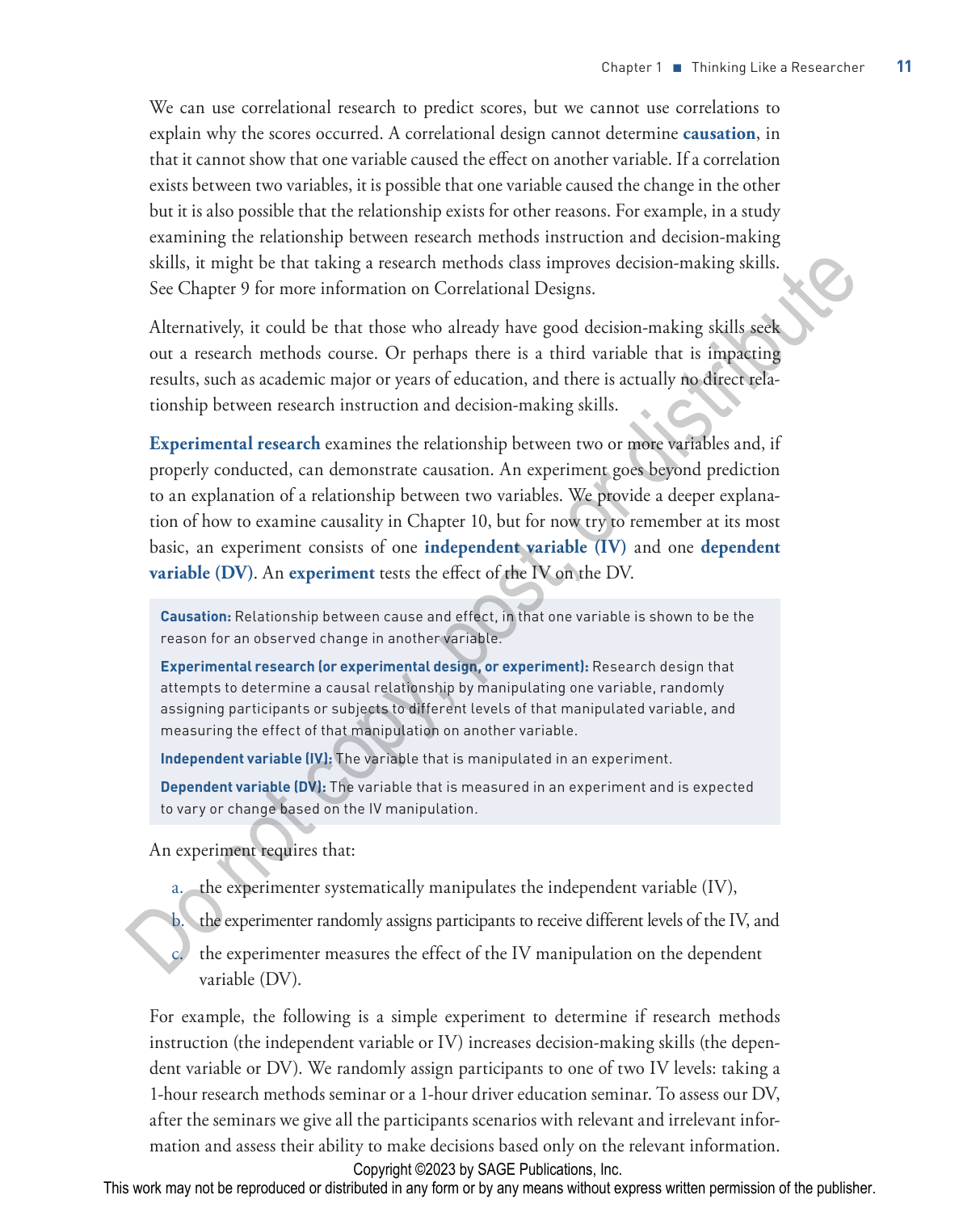We can use correlational research to predict scores, but we cannot use correlations to explain why the scores occurred. A correlational design cannot determine **causation**, in that it cannot show that one variable caused the effect on another variable. If a correlation exists between two variables, it is possible that one variable caused the change in the other but it is also possible that the relationship exists for other reasons. For example, in a study examining the relationship between research methods instruction and decision-making skills, it might be that taking a research methods class improves decision-making skills. See Chapter 9 for more information on Correlational Designs.

Alternatively, it could be that those who already have good decision-making skills seek out a research methods course. Or perhaps there is a third variable that is impacting results, such as academic major or years of education, and there is actually no direct relationship between research instruction and decision-making skills.

**Experimental research** examines the relationship between two or more variables and, if properly conducted, can demonstrate causation. An experiment goes beyond prediction to an explanation of a relationship between two variables. We provide a deeper explanation of how to examine causality in Chapter 10, but for now try to remember at its most basic, an experiment consists of one **independent variable (IV)** and one **dependent variable (DV)**. An **experiment** tests the effect of the IV on the DV.

> **Causation:** Relationship between cause and effect, in that one variable is shown to be the reason for an observed change in another variable.
>
> **Experimental research (or experimental design, or experiment):** Research design that attempts to determine a causal relationship by manipulating one variable, randomly assigning participants or subjects to different levels of that manipulated variable, and measuring the effect of that manipulation on another variable.
>
> **Independent variable (IV):** The variable that is manipulated in an experiment.
>
> **Dependent variable (DV):** The variable that is measured in an experiment and is expected to vary or change based on the IV manipulation.

An experiment requires that:

a. the experimenter systematically manipulates the independent variable (IV),

b. the experimenter randomly assigns participants to receive different levels of the IV, and

c. the experimenter measures the effect of the IV manipulation on the dependent variable (DV).

For example, the following is a simple experiment to determine if research methods instruction (the independent variable or IV) increases decision-making skills (the dependent variable or DV). We randomly assign participants to one of two IV levels: taking a 1-hour research methods seminar or a 1-hour driver education seminar. To assess our DV, after the seminars we give all the participants scenarios with relevant and irrelevant information and assess their ability to make decisions based only on the relevant information.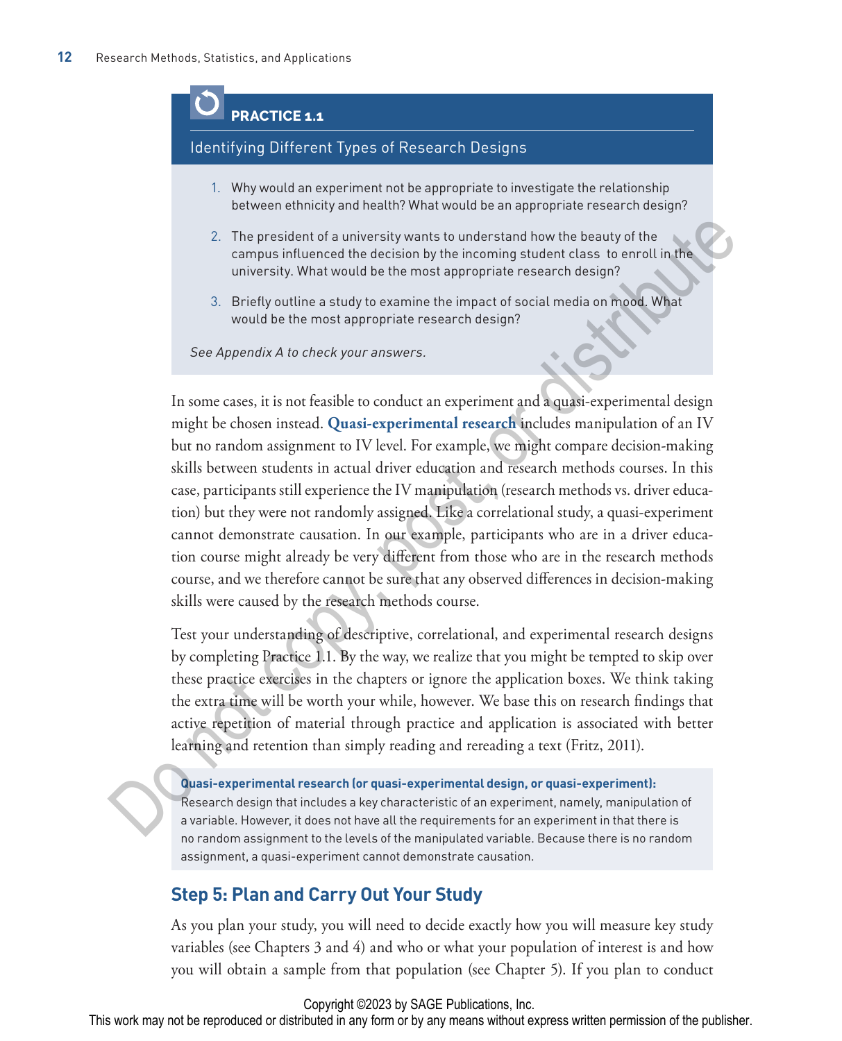## PRACTICE 1.1

### Identifying Different Types of Research Designs

1. Why would an experiment not be appropriate to investigate the relationship between ethnicity and health? What would be an appropriate research design?
2. The president of a university wants to understand how the beauty of the campus influenced the decision by the incoming student class to enroll in the university. What would be the most appropriate research design?
3. Briefly outline a study to examine the impact of social media on mood. What would be the most appropriate research design?

*See Appendix A to check your answers.*

In some cases, it is not feasible to conduct an experiment and a quasi-experimental design might be chosen instead. **Quasi-experimental research** includes manipulation of an IV but no random assignment to IV level. For example, we might compare decision-making skills between students in actual driver education and research methods courses. In this case, participants still experience the IV manipulation (research methods vs. driver education) but they were not randomly assigned. Like a correlational study, a quasi-experiment cannot demonstrate causation. In our example, participants who are in a driver education course might already be very different from those who are in the research methods course, and we therefore cannot be sure that any observed differences in decision-making skills were caused by the research methods course.

Test your understanding of descriptive, correlational, and experimental research designs by completing Practice 1.1. By the way, we realize that you might be tempted to skip over these practice exercises in the chapters or ignore the application boxes. We think taking the extra time will be worth your while, however. We base this on research findings that active repetition of material through practice and application is associated with better learning and retention than simply reading and rereading a text (Fritz, 2011).

**Quasi-experimental research (or quasi-experimental design, or quasi-experiment):** Research design that includes a key characteristic of an experiment, namely, manipulation of a variable. However, it does not have all the requirements for an experiment in that there is no random assignment to the levels of the manipulated variable. Because there is no random assignment, a quasi-experiment cannot demonstrate causation.

## Step 5: Plan and Carry Out Your Study

As you plan your study, you will need to decide exactly how you will measure key study variables (see Chapters 3 and 4) and who or what your population of interest is and how you will obtain a sample from that population (see Chapter 5). If you plan to conduct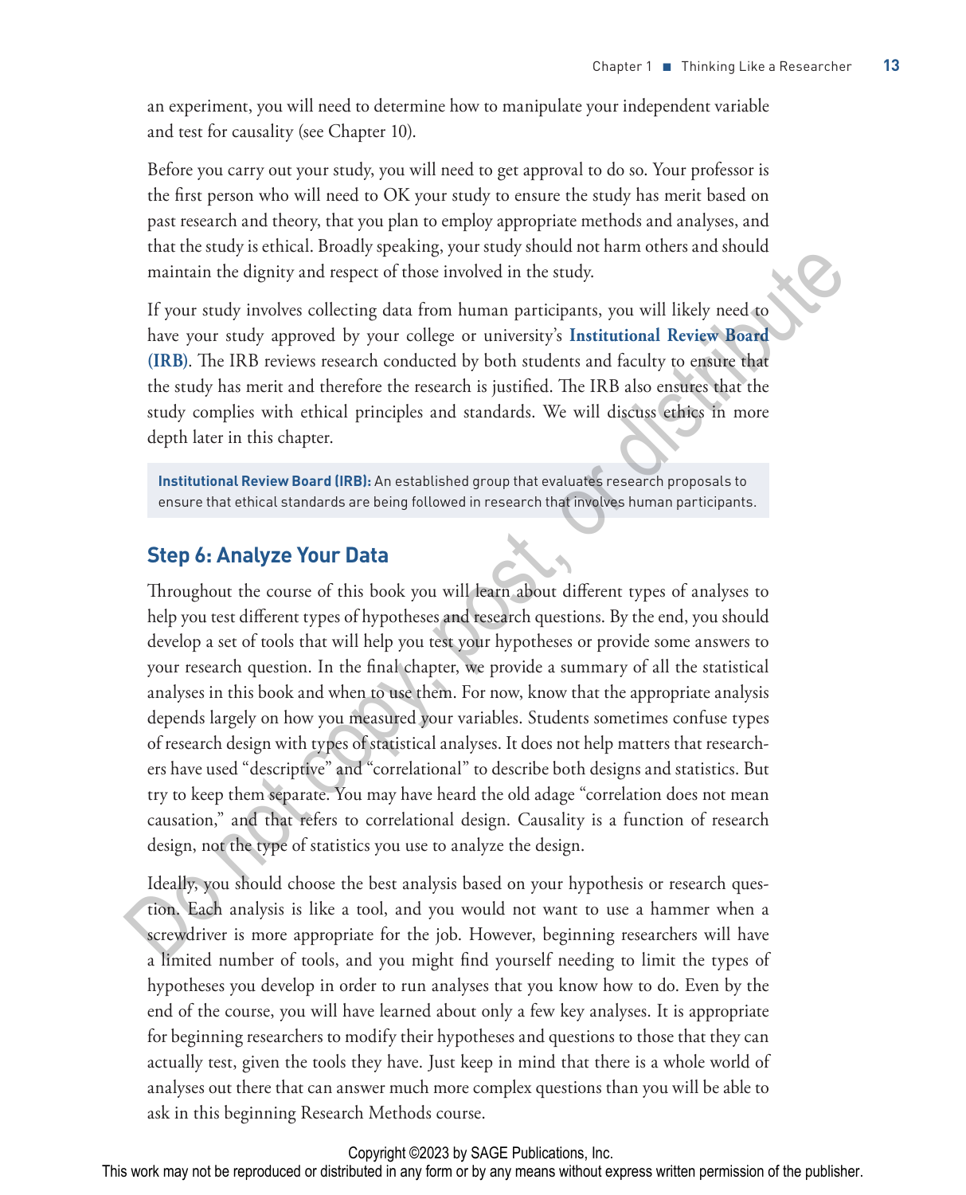an experiment, you will need to determine how to manipulate your independent variable and test for causality (see Chapter 10).

Before you carry out your study, you will need to get approval to do so. Your professor is the first person who will need to OK your study to ensure the study has merit based on past research and theory, that you plan to employ appropriate methods and analyses, and that the study is ethical. Broadly speaking, your study should not harm others and should maintain the dignity and respect of those involved in the study.

If your study involves collecting data from human participants, you will likely need to have your study approved by your college or university's **Institutional Review Board (IRB)**. The IRB reviews research conducted by both students and faculty to ensure that the study has merit and therefore the research is justified. The IRB also ensures that the study complies with ethical principles and standards. We will discuss ethics in more depth later in this chapter.

> **Institutional Review Board (IRB):** An established group that evaluates research proposals to ensure that ethical standards are being followed in research that involves human participants.

## Step 6: Analyze Your Data

Throughout the course of this book you will learn about different types of analyses to help you test different types of hypotheses and research questions. By the end, you should develop a set of tools that will help you test your hypotheses or provide some answers to your research question. In the final chapter, we provide a summary of all the statistical analyses in this book and when to use them. For now, know that the appropriate analysis depends largely on how you measured your variables. Students sometimes confuse types of research design with types of statistical analyses. It does not help matters that researchers have used "descriptive" and "correlational" to describe both designs and statistics. But try to keep them separate. You may have heard the old adage "correlation does not mean causation," and that refers to correlational design. Causality is a function of research design, not the type of statistics you use to analyze the design.

Ideally, you should choose the best analysis based on your hypothesis or research question. Each analysis is like a tool, and you would not want to use a hammer when a screwdriver is more appropriate for the job. However, beginning researchers will have a limited number of tools, and you might find yourself needing to limit the types of hypotheses you develop in order to run analyses that you know how to do. Even by the end of the course, you will have learned about only a few key analyses. It is appropriate for beginning researchers to modify their hypotheses and questions to those that they can actually test, given the tools they have. Just keep in mind that there is a whole world of analyses out there that can answer much more complex questions than you will be able to ask in this beginning Research Methods course.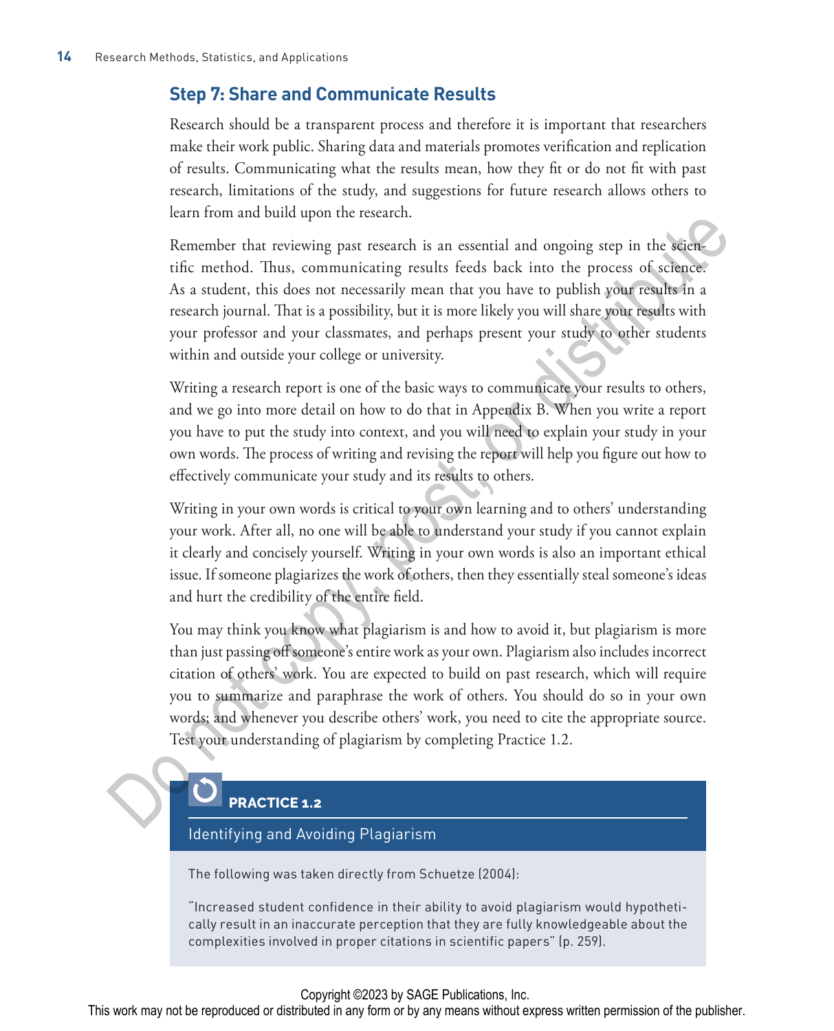## Step 7: Share and Communicate Results

Research should be a transparent process and therefore it is important that researchers make their work public. Sharing data and materials promotes verification and replication of results. Communicating what the results mean, how they fit or do not fit with past research, limitations of the study, and suggestions for future research allows others to learn from and build upon the research.

Remember that reviewing past research is an essential and ongoing step in the scientific method. Thus, communicating results feeds back into the process of science. As a student, this does not necessarily mean that you have to publish your results in a research journal. That is a possibility, but it is more likely you will share your results with your professor and your classmates, and perhaps present your study to other students within and outside your college or university.

Writing a research report is one of the basic ways to communicate your results to others, and we go into more detail on how to do that in Appendix B. When you write a report you have to put the study into context, and you will need to explain your study in your own words. The process of writing and revising the report will help you figure out how to effectively communicate your study and its results to others.

Writing in your own words is critical to your own learning and to others' understanding your work. After all, no one will be able to understand your study if you cannot explain it clearly and concisely yourself. Writing in your own words is also an important ethical issue. If someone plagiarizes the work of others, then they essentially steal someone's ideas and hurt the credibility of the entire field.

You may think you know what plagiarism is and how to avoid it, but plagiarism is more than just passing off someone's entire work as your own. Plagiarism also includes incorrect citation of others' work. You are expected to build on past research, which will require you to summarize and paraphrase the work of others. You should do so in your own words; and whenever you describe others' work, you need to cite the appropriate source. Test your understanding of plagiarism by completing Practice 1.2.

### PRACTICE 1.2

**Identifying and Avoiding Plagiarism**

The following was taken directly from Schuetze (2004):

"Increased student confidence in their ability to avoid plagiarism would hypothetically result in an inaccurate perception that they are fully knowledgeable about the complexities involved in proper citations in scientific papers" (p. 259).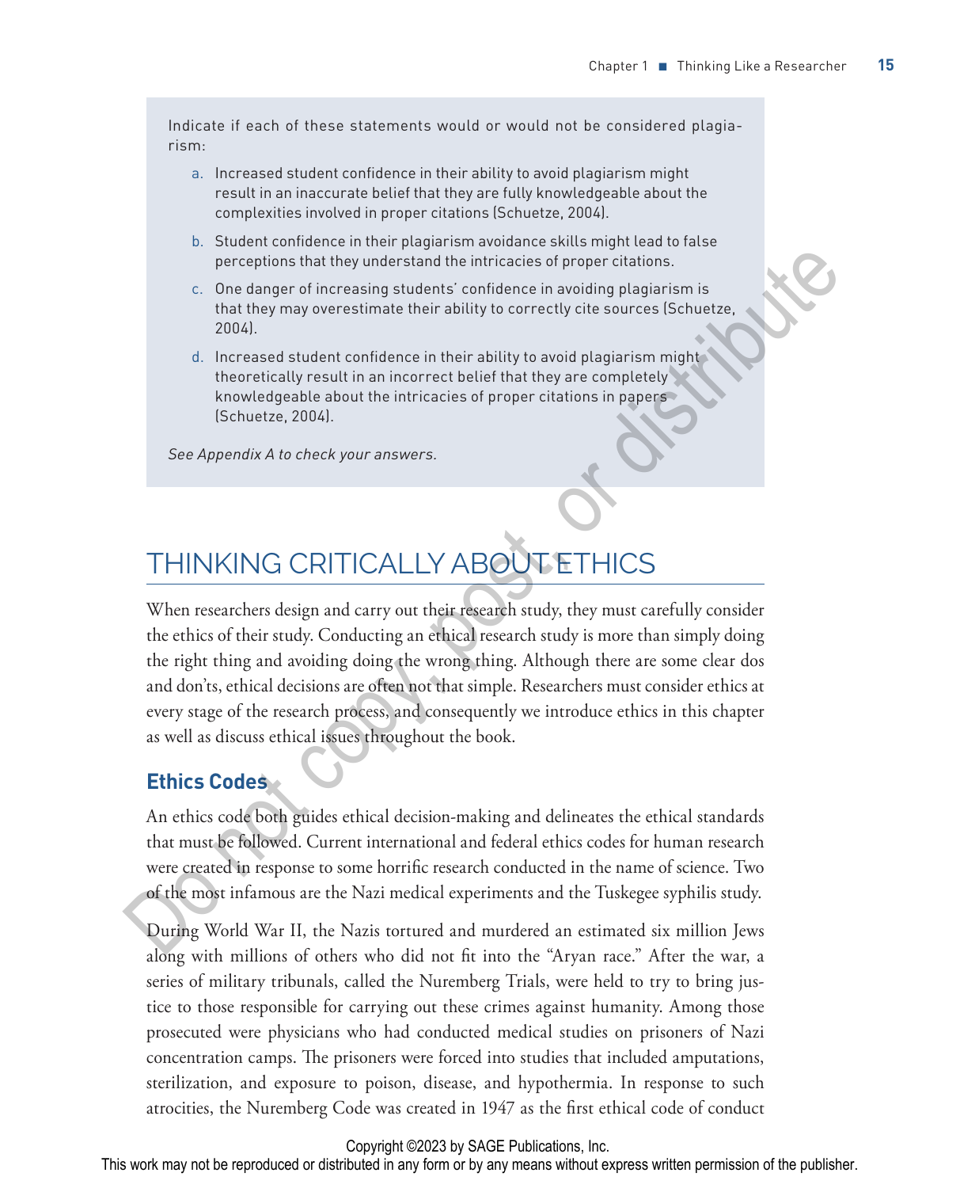Indicate if each of these statements would or would not be considered plagiarism:

a. Increased student confidence in their ability to avoid plagiarism might result in an inaccurate belief that they are fully knowledgeable about the complexities involved in proper citations (Schuetze, 2004).

b. Student confidence in their plagiarism avoidance skills might lead to false perceptions that they understand the intricacies of proper citations.

c. One danger of increasing students' confidence in avoiding plagiarism is that they may overestimate their ability to correctly cite sources (Schuetze, 2004).

d. Increased student confidence in their ability to avoid plagiarism might theoretically result in an incorrect belief that they are completely knowledgeable about the intricacies of proper citations in papers (Schuetze, 2004).

*See Appendix A to check your answers.*

# THINKING CRITICALLY ABOUT ETHICS

When researchers design and carry out their research study, they must carefully consider the ethics of their study. Conducting an ethical research study is more than simply doing the right thing and avoiding doing the wrong thing. Although there are some clear dos and don'ts, ethical decisions are often not that simple. Researchers must consider ethics at every stage of the research process, and consequently we introduce ethics in this chapter as well as discuss ethical issues throughout the book.

## Ethics Codes

An ethics code both guides ethical decision-making and delineates the ethical standards that must be followed. Current international and federal ethics codes for human research were created in response to some horrific research conducted in the name of science. Two of the most infamous are the Nazi medical experiments and the Tuskegee syphilis study.

During World War II, the Nazis tortured and murdered an estimated six million Jews along with millions of others who did not fit into the "Aryan race." After the war, a series of military tribunals, called the Nuremberg Trials, were held to try to bring justice to those responsible for carrying out these crimes against humanity. Among those prosecuted were physicians who had conducted medical studies on prisoners of Nazi concentration camps. The prisoners were forced into studies that included amputations, sterilization, and exposure to poison, disease, and hypothermia. In response to such atrocities, the Nuremberg Code was created in 1947 as the first ethical code of conduct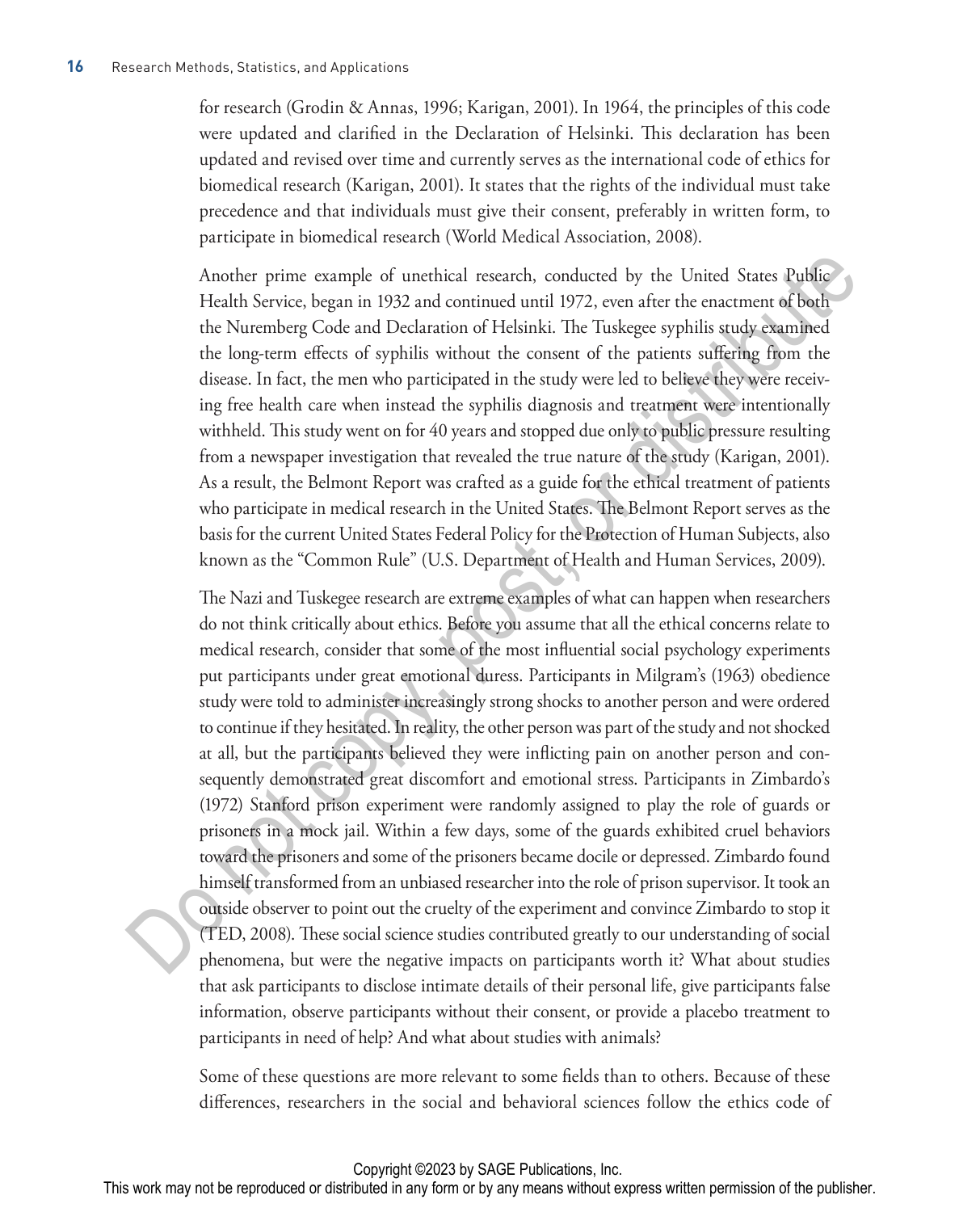for research (Grodin & Annas, 1996; Karigan, 2001). In 1964, the principles of this code were updated and clarified in the Declaration of Helsinki. This declaration has been updated and revised over time and currently serves as the international code of ethics for biomedical research (Karigan, 2001). It states that the rights of the individual must take precedence and that individuals must give their consent, preferably in written form, to participate in biomedical research (World Medical Association, 2008).

Another prime example of unethical research, conducted by the United States Public Health Service, began in 1932 and continued until 1972, even after the enactment of both the Nuremberg Code and Declaration of Helsinki. The Tuskegee syphilis study examined the long-term effects of syphilis without the consent of the patients suffering from the disease. In fact, the men who participated in the study were led to believe they were receiving free health care when instead the syphilis diagnosis and treatment were intentionally withheld. This study went on for 40 years and stopped due only to public pressure resulting from a newspaper investigation that revealed the true nature of the study (Karigan, 2001). As a result, the Belmont Report was crafted as a guide for the ethical treatment of patients who participate in medical research in the United States. The Belmont Report serves as the basis for the current United States Federal Policy for the Protection of Human Subjects, also known as the "Common Rule" (U.S. Department of Health and Human Services, 2009).

The Nazi and Tuskegee research are extreme examples of what can happen when researchers do not think critically about ethics. Before you assume that all the ethical concerns relate to medical research, consider that some of the most influential social psychology experiments put participants under great emotional duress. Participants in Milgram's (1963) obedience study were told to administer increasingly strong shocks to another person and were ordered to continue if they hesitated. In reality, the other person was part of the study and not shocked at all, but the participants believed they were inflicting pain on another person and consequently demonstrated great discomfort and emotional stress. Participants in Zimbardo's (1972) Stanford prison experiment were randomly assigned to play the role of guards or prisoners in a mock jail. Within a few days, some of the guards exhibited cruel behaviors toward the prisoners and some of the prisoners became docile or depressed. Zimbardo found himself transformed from an unbiased researcher into the role of prison supervisor. It took an outside observer to point out the cruelty of the experiment and convince Zimbardo to stop it (TED, 2008). These social science studies contributed greatly to our understanding of social phenomena, but were the negative impacts on participants worth it? What about studies that ask participants to disclose intimate details of their personal life, give participants false information, observe participants without their consent, or provide a placebo treatment to participants in need of help? And what about studies with animals?

Some of these questions are more relevant to some fields than to others. Because of these differences, researchers in the social and behavioral sciences follow the ethics code of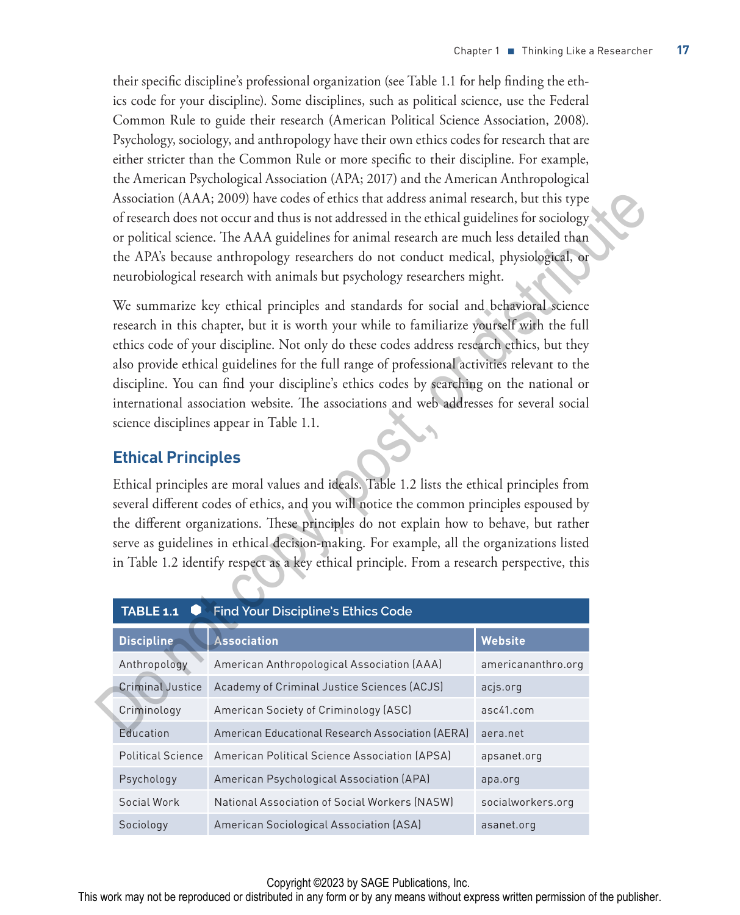their specific discipline's professional organization (see Table 1.1 for help finding the ethics code for your discipline). Some disciplines, such as political science, use the Federal Common Rule to guide their research (American Political Science Association, 2008). Psychology, sociology, and anthropology have their own ethics codes for research that are either stricter than the Common Rule or more specific to their discipline. For example, the American Psychological Association (APA; 2017) and the American Anthropological Association (AAA; 2009) have codes of ethics that address animal research, but this type of research does not occur and thus is not addressed in the ethical guidelines for sociology or political science. The AAA guidelines for animal research are much less detailed than the APA's because anthropology researchers do not conduct medical, physiological, or neurobiological research with animals but psychology researchers might.

We summarize key ethical principles and standards for social and behavioral science research in this chapter, but it is worth your while to familiarize yourself with the full ethics code of your discipline. Not only do these codes address research ethics, but they also provide ethical guidelines for the full range of professional activities relevant to the discipline. You can find your discipline's ethics codes by searching on the national or international association website. The associations and web addresses for several social science disciplines appear in Table 1.1.

## Ethical Principles

Ethical principles are moral values and ideals. Table 1.2 lists the ethical principles from several different codes of ethics, and you will notice the common principles espoused by the different organizations. These principles do not explain how to behave, but rather serve as guidelines in ethical decision-making. For example, all the organizations listed in Table 1.2 identify respect as a key ethical principle. From a research perspective, this

**TABLE 1.1 Find Your Discipline's Ethics Code**

| Discipline | Association | Website |
|---|---|---|
| Anthropology | American Anthropological Association (AAA) | americananthro.org |
| Criminal Justice | Academy of Criminal Justice Sciences (ACJS) | acjs.org |
| Criminology | American Society of Criminology (ASC) | asc41.com |
| Education | American Educational Research Association (AERA) | aera.net |
| Political Science | American Political Science Association (APSA) | apsanet.org |
| Psychology | American Psychological Association (APA) | apa.org |
| Social Work | National Association of Social Workers (NASW) | socialworkers.org |
| Sociology | American Sociological Association (ASA) | asanet.org |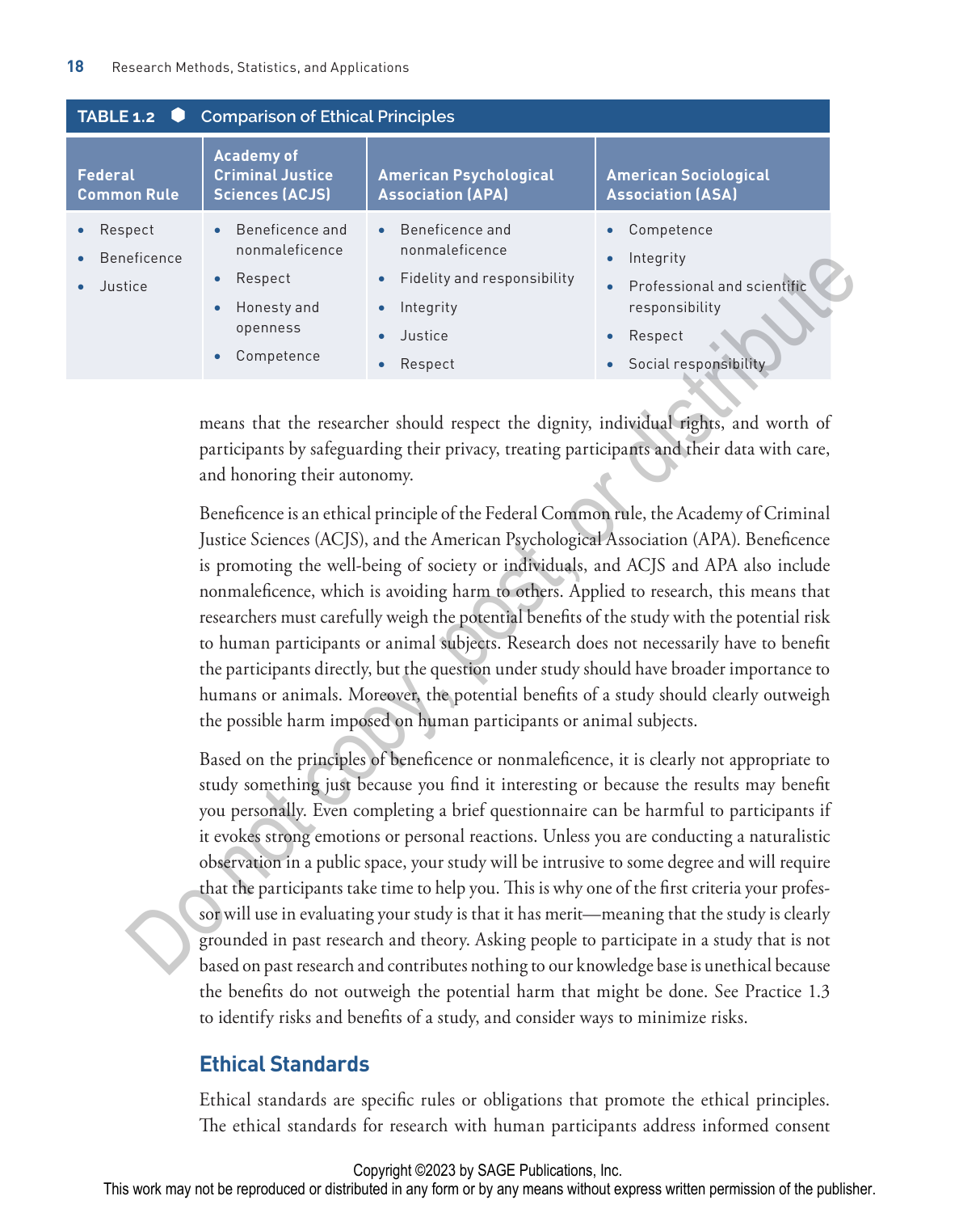**TABLE 1.2 Comparison of Ethical Principles**

| Federal Common Rule | Academy of Criminal Justice Sciences (ACJS) | American Psychological Association (APA) | American Sociological Association (ASA) |
|---|---|---|---|
| • Respect<br>• Beneficence<br>• Justice | • Beneficence and nonmaleficence<br>• Respect<br>• Honesty and openness<br>• Competence | • Beneficence and nonmaleficence<br>• Fidelity and responsibility<br>• Integrity<br>• Justice<br>• Respect | • Competence<br>• Integrity<br>• Professional and scientific responsibility<br>• Respect<br>• Social responsibility |

means that the researcher should respect the dignity, individual rights, and worth of participants by safeguarding their privacy, treating participants and their data with care, and honoring their autonomy.

Beneficence is an ethical principle of the Federal Common rule, the Academy of Criminal Justice Sciences (ACJS), and the American Psychological Association (APA). Beneficence is promoting the well-being of society or individuals, and ACJS and APA also include nonmaleficence, which is avoiding harm to others. Applied to research, this means that researchers must carefully weigh the potential benefits of the study with the potential risk to human participants or animal subjects. Research does not necessarily have to benefit the participants directly, but the question under study should have broader importance to humans or animals. Moreover, the potential benefits of a study should clearly outweigh the possible harm imposed on human participants or animal subjects.

Based on the principles of beneficence or nonmaleficence, it is clearly not appropriate to study something just because you find it interesting or because the results may benefit you personally. Even completing a brief questionnaire can be harmful to participants if it evokes strong emotions or personal reactions. Unless you are conducting a naturalistic observation in a public space, your study will be intrusive to some degree and will require that the participants take time to help you. This is why one of the first criteria your professor will use in evaluating your study is that it has merit—meaning that the study is clearly grounded in past research and theory. Asking people to participate in a study that is not based on past research and contributes nothing to our knowledge base is unethical because the benefits do not outweigh the potential harm that might be done. See Practice 1.3 to identify risks and benefits of a study, and consider ways to minimize risks.

## Ethical Standards

Ethical standards are specific rules or obligations that promote the ethical principles. The ethical standards for research with human participants address informed consent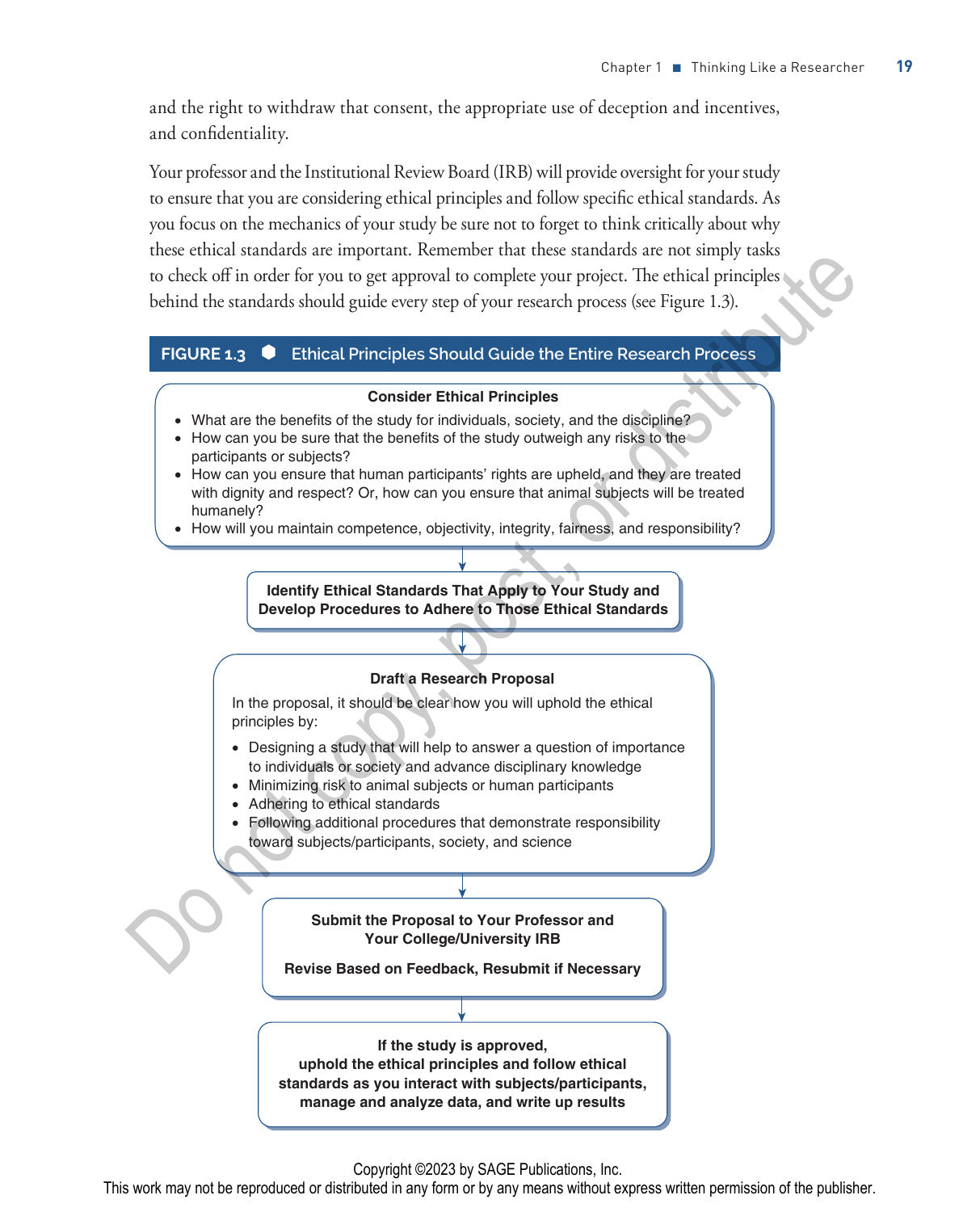and the right to withdraw that consent, the appropriate use of deception and incentives, and confidentiality.

Your professor and the Institutional Review Board (IRB) will provide oversight for your study to ensure that you are considering ethical principles and follow specific ethical standards. As you focus on the mechanics of your study be sure not to forget to think critically about why these ethical standards are important. Remember that these standards are not simply tasks to check off in order for you to get approval to complete your project. The ethical principles behind the standards should guide every step of your research process (see Figure 1.3).

**FIGURE 1.3 Ethical Principles Should Guide the Entire Research Process**

**Consider Ethical Principles**

- What are the benefits of the study for individuals, society, and the discipline?
- How can you be sure that the benefits of the study outweigh any risks to the participants or subjects?
- How can you ensure that human participants' rights are upheld, and they are treated with dignity and respect? Or, how can you ensure that animal subjects will be treated humanely?
- How will you maintain competence, objectivity, integrity, fairness, and responsibility?

↓

**Identify Ethical Standards That Apply to Your Study and Develop Procedures to Adhere to Those Ethical Standards**

↓

**Draft a Research Proposal**

In the proposal, it should be clear how you will uphold the ethical principles by:

- Designing a study that will help to answer a question of importance to individuals or society and advance disciplinary knowledge
- Minimizing risk to animal subjects or human participants
- Adhering to ethical standards
- Following additional procedures that demonstrate responsibility toward subjects/participants, society, and science

↓

**Submit the Proposal to Your Professor and Your College/University IRB**

**Revise Based on Feedback, Resubmit if Necessary**

↓

**If the study is approved, uphold the ethical principles and follow ethical standards as you interact with subjects/participants, manage and analyze data, and write up results**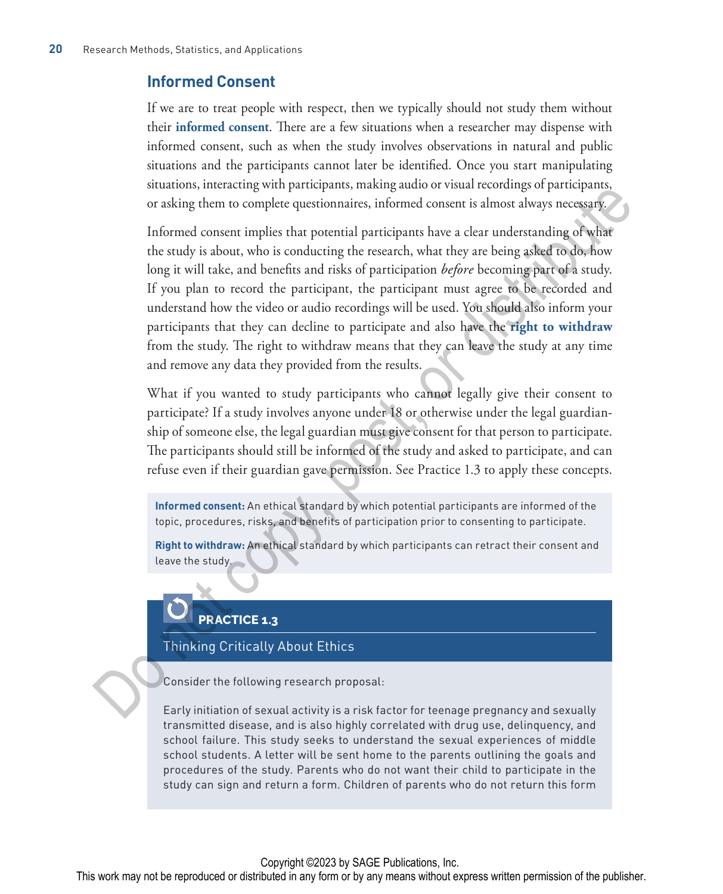## Informed Consent

If we are to treat people with respect, then we typically should not study them without their **informed consent**. There are a few situations when a researcher may dispense with informed consent, such as when the study involves observations in natural and public situations and the participants cannot later be identified. Once you start manipulating situations, interacting with participants, making audio or visual recordings of participants, or asking them to complete questionnaires, informed consent is almost always necessary.

Informed consent implies that potential participants have a clear understanding of what the study is about, who is conducting the research, what they are being asked to do, how long it will take, and benefits and risks of participation *before* becoming part of a study. If you plan to record the participant, the participant must agree to be recorded and understand how the video or audio recordings will be used. You should also inform your participants that they can decline to participate and also have the **right to withdraw** from the study. The right to withdraw means that they can leave the study at any time and remove any data they provided from the results.

What if you wanted to study participants who cannot legally give their consent to participate? If a study involves anyone under 18 or otherwise under the legal guardianship of someone else, the legal guardian must give consent for that person to participate. The participants should still be informed of the study and asked to participate, and can refuse even if their guardian gave permission. See Practice 1.3 to apply these concepts.

**Informed consent:** An ethical standard by which potential participants are informed of the topic, procedures, risks, and benefits of participation prior to consenting to participate.

**Right to withdraw:** An ethical standard by which participants can retract their consent and leave the study.

### PRACTICE 1.3

Thinking Critically About Ethics

Consider the following research proposal:

Early initiation of sexual activity is a risk factor for teenage pregnancy and sexually transmitted disease, and is also highly correlated with drug use, delinquency, and school failure. This study seeks to understand the sexual experiences of middle school students. A letter will be sent home to the parents outlining the goals and procedures of the study. Parents who do not want their child to participate in the study can sign and return a form. Children of parents who do not return this form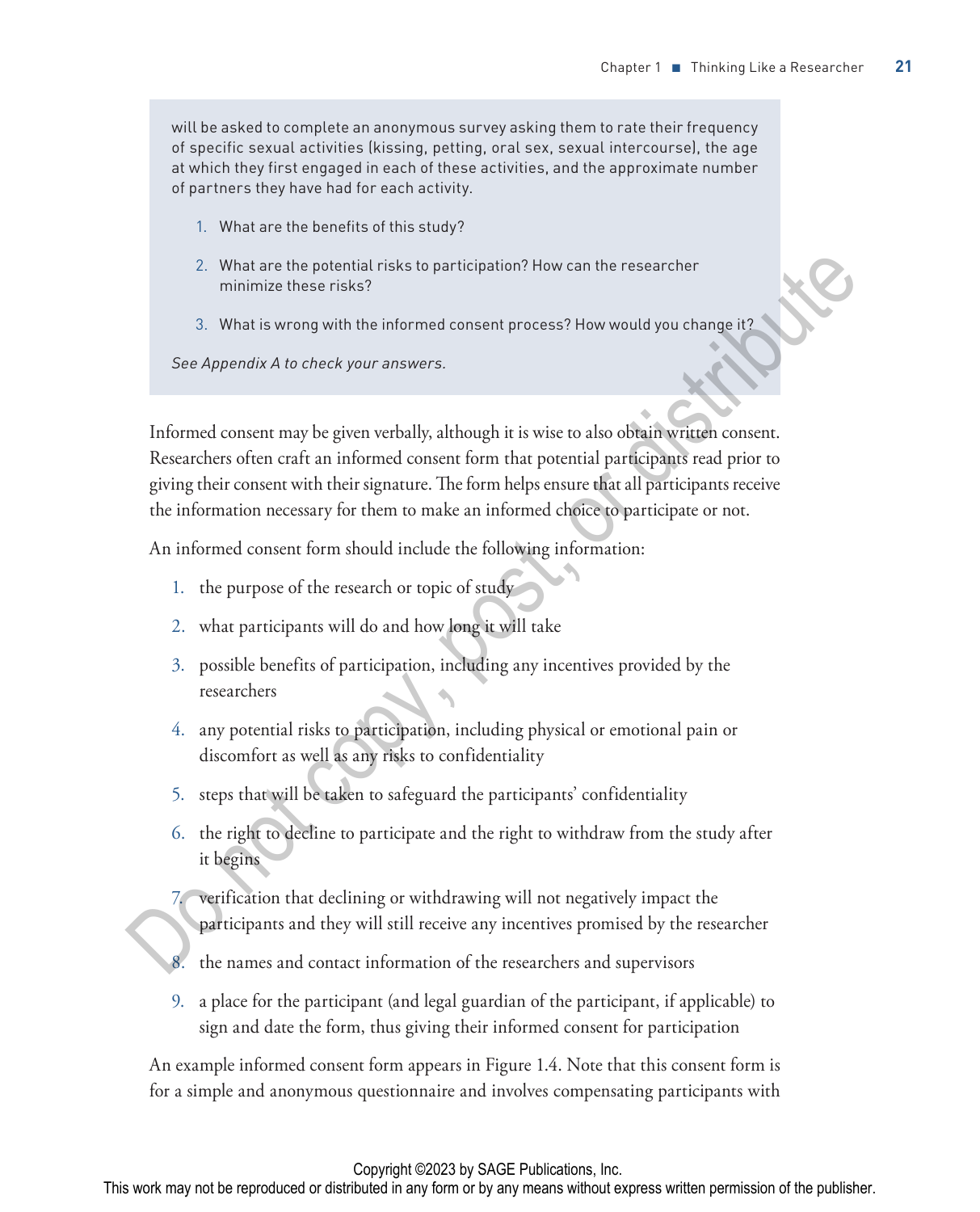will be asked to complete an anonymous survey asking them to rate their frequency of specific sexual activities (kissing, petting, oral sex, sexual intercourse), the age at which they first engaged in each of these activities, and the approximate number of partners they have had for each activity.

1. What are the benefits of this study?
2. What are the potential risks to participation? How can the researcher minimize these risks?
3. What is wrong with the informed consent process? How would you change it?

*See Appendix A to check your answers.*

Informed consent may be given verbally, although it is wise to also obtain written consent. Researchers often craft an informed consent form that potential participants read prior to giving their consent with their signature. The form helps ensure that all participants receive the information necessary for them to make an informed choice to participate or not.

An informed consent form should include the following information:

1. the purpose of the research or topic of study
2. what participants will do and how long it will take
3. possible benefits of participation, including any incentives provided by the researchers
4. any potential risks to participation, including physical or emotional pain or discomfort as well as any risks to confidentiality
5. steps that will be taken to safeguard the participants' confidentiality
6. the right to decline to participate and the right to withdraw from the study after it begins
7. verification that declining or withdrawing will not negatively impact the participants and they will still receive any incentives promised by the researcher
8. the names and contact information of the researchers and supervisors
9. a place for the participant (and legal guardian of the participant, if applicable) to sign and date the form, thus giving their informed consent for participation

An example informed consent form appears in Figure 1.4. Note that this consent form is for a simple and anonymous questionnaire and involves compensating participants with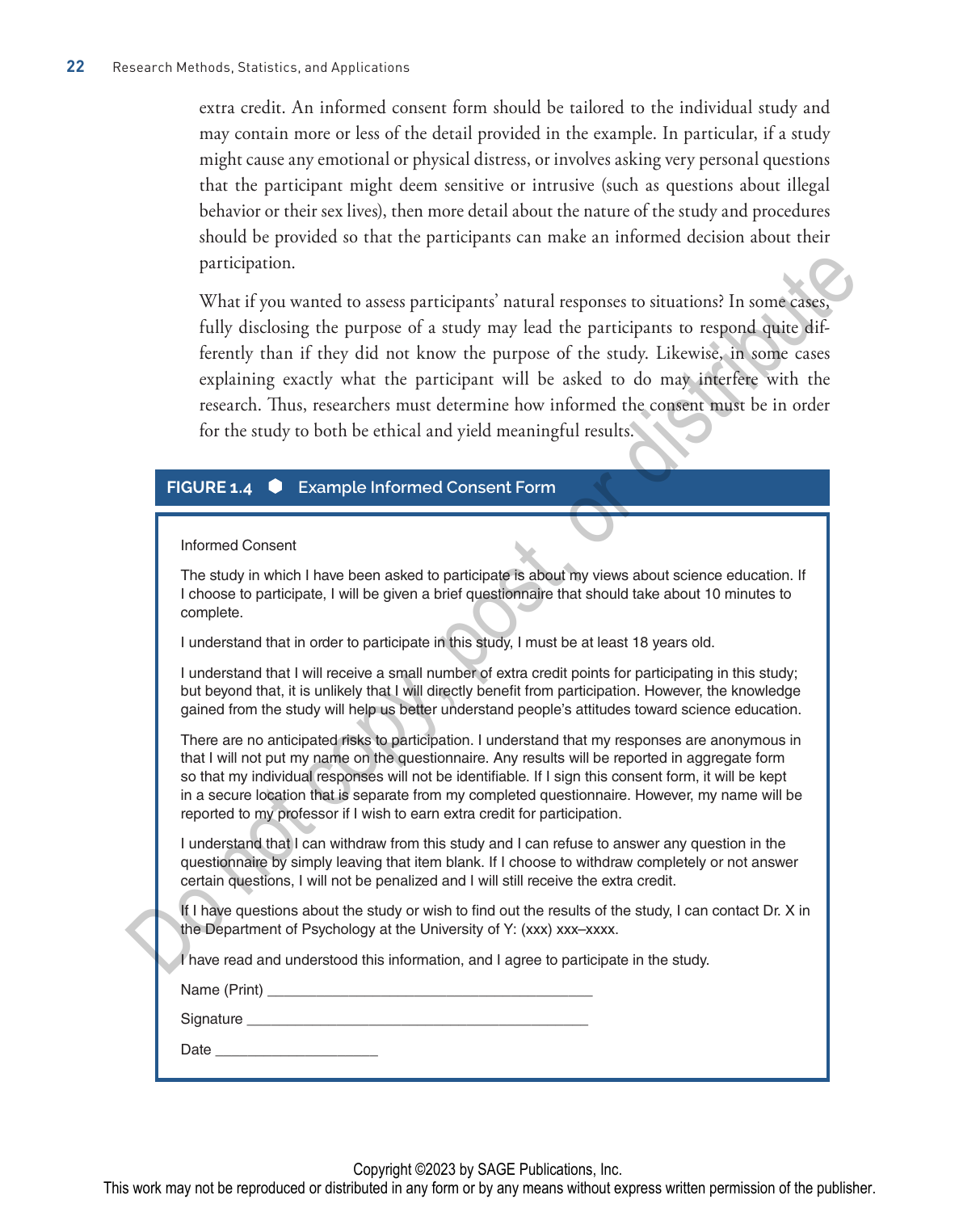extra credit. An informed consent form should be tailored to the individual study and may contain more or less of the detail provided in the example. In particular, if a study might cause any emotional or physical distress, or involves asking very personal questions that the participant might deem sensitive or intrusive (such as questions about illegal behavior or their sex lives), then more detail about the nature of the study and procedures should be provided so that the participants can make an informed decision about their participation.

What if you wanted to assess participants' natural responses to situations? In some cases, fully disclosing the purpose of a study may lead the participants to respond quite differently than if they did not know the purpose of the study. Likewise, in some cases explaining exactly what the participant will be asked to do may interfere with the research. Thus, researchers must determine how informed the consent must be in order for the study to both be ethical and yield meaningful results.

**FIGURE 1.4 ● Example Informed Consent Form**

Informed Consent

The study in which I have been asked to participate is about my views about science education. If I choose to participate, I will be given a brief questionnaire that should take about 10 minutes to complete.

I understand that in order to participate in this study, I must be at least 18 years old.

I understand that I will receive a small number of extra credit points for participating in this study; but beyond that, it is unlikely that I will directly benefit from participation. However, the knowledge gained from the study will help us better understand people's attitudes toward science education.

There are no anticipated risks to participation. I understand that my responses are anonymous in that I will not put my name on the questionnaire. Any results will be reported in aggregate form so that my individual responses will not be identifiable. If I sign this consent form, it will be kept in a secure location that is separate from my completed questionnaire. However, my name will be reported to my professor if I wish to earn extra credit for participation.

I understand that I can withdraw from this study and I can refuse to answer any question in the questionnaire by simply leaving that item blank. If I choose to withdraw completely or not answer certain questions, I will not be penalized and I will still receive the extra credit.

If I have questions about the study or wish to find out the results of the study, I can contact Dr. X in the Department of Psychology at the University of Y: (xxx) xxx–xxxx.

I have read and understood this information, and I agree to participate in the study.

Name (Print) ________________________________________

Signature __________________________________________

Date ____________________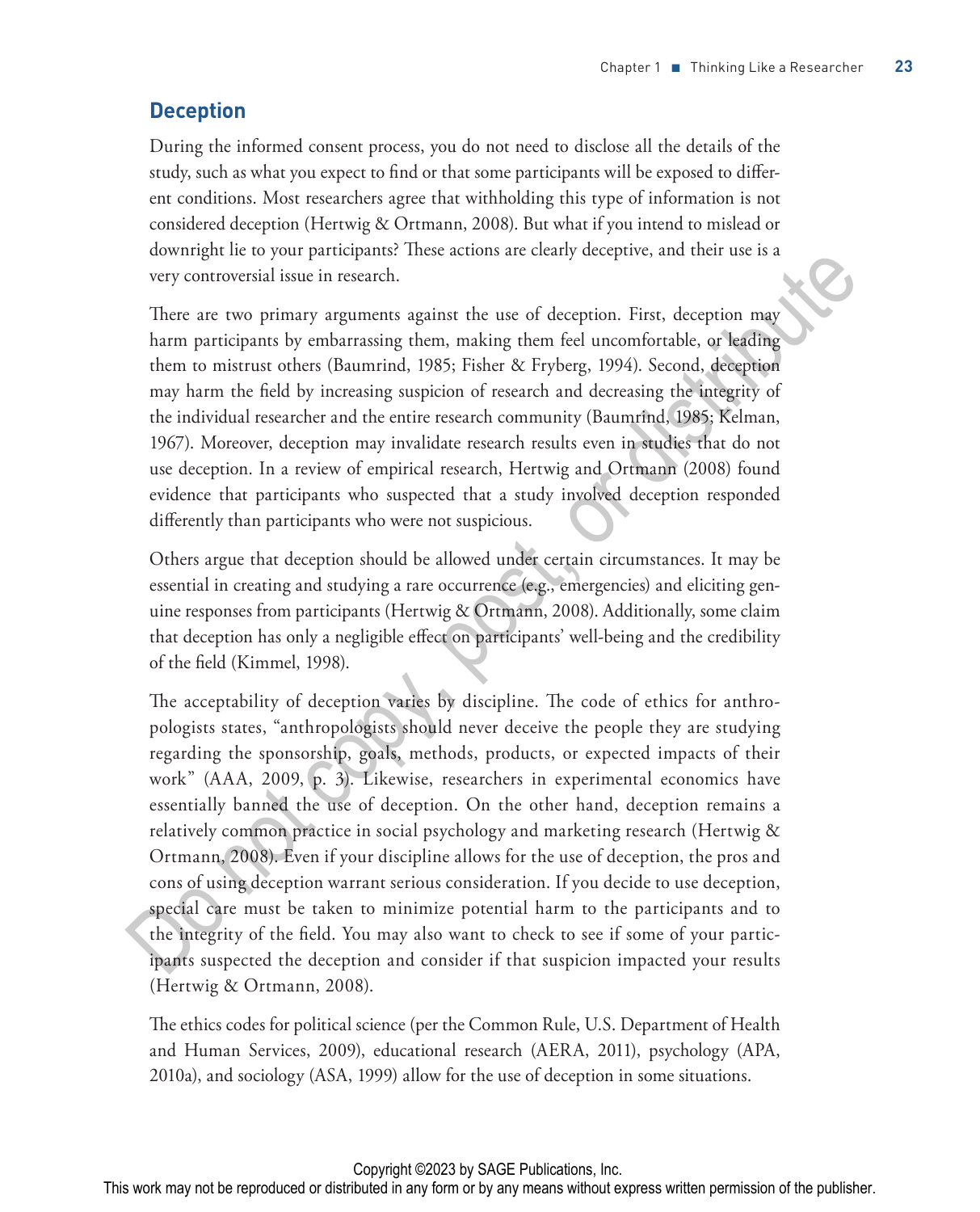## Deception

During the informed consent process, you do not need to disclose all the details of the study, such as what you expect to find or that some participants will be exposed to different conditions. Most researchers agree that withholding this type of information is not considered deception (Hertwig & Ortmann, 2008). But what if you intend to mislead or downright lie to your participants? These actions are clearly deceptive, and their use is a very controversial issue in research.

There are two primary arguments against the use of deception. First, deception may harm participants by embarrassing them, making them feel uncomfortable, or leading them to mistrust others (Baumrind, 1985; Fisher & Fryberg, 1994). Second, deception may harm the field by increasing suspicion of research and decreasing the integrity of the individual researcher and the entire research community (Baumrind, 1985; Kelman, 1967). Moreover, deception may invalidate research results even in studies that do not use deception. In a review of empirical research, Hertwig and Ortmann (2008) found evidence that participants who suspected that a study involved deception responded differently than participants who were not suspicious.

Others argue that deception should be allowed under certain circumstances. It may be essential in creating and studying a rare occurrence (e.g., emergencies) and eliciting genuine responses from participants (Hertwig & Ortmann, 2008). Additionally, some claim that deception has only a negligible effect on participants' well-being and the credibility of the field (Kimmel, 1998).

The acceptability of deception varies by discipline. The code of ethics for anthropologists states, "anthropologists should never deceive the people they are studying regarding the sponsorship, goals, methods, products, or expected impacts of their work" (AAA, 2009, p. 3). Likewise, researchers in experimental economics have essentially banned the use of deception. On the other hand, deception remains a relatively common practice in social psychology and marketing research (Hertwig & Ortmann, 2008). Even if your discipline allows for the use of deception, the pros and cons of using deception warrant serious consideration. If you decide to use deception, special care must be taken to minimize potential harm to the participants and to the integrity of the field. You may also want to check to see if some of your participants suspected the deception and consider if that suspicion impacted your results (Hertwig & Ortmann, 2008).

The ethics codes for political science (per the Common Rule, U.S. Department of Health and Human Services, 2009), educational research (AERA, 2011), psychology (APA, 2010a), and sociology (ASA, 1999) allow for the use of deception in some situations.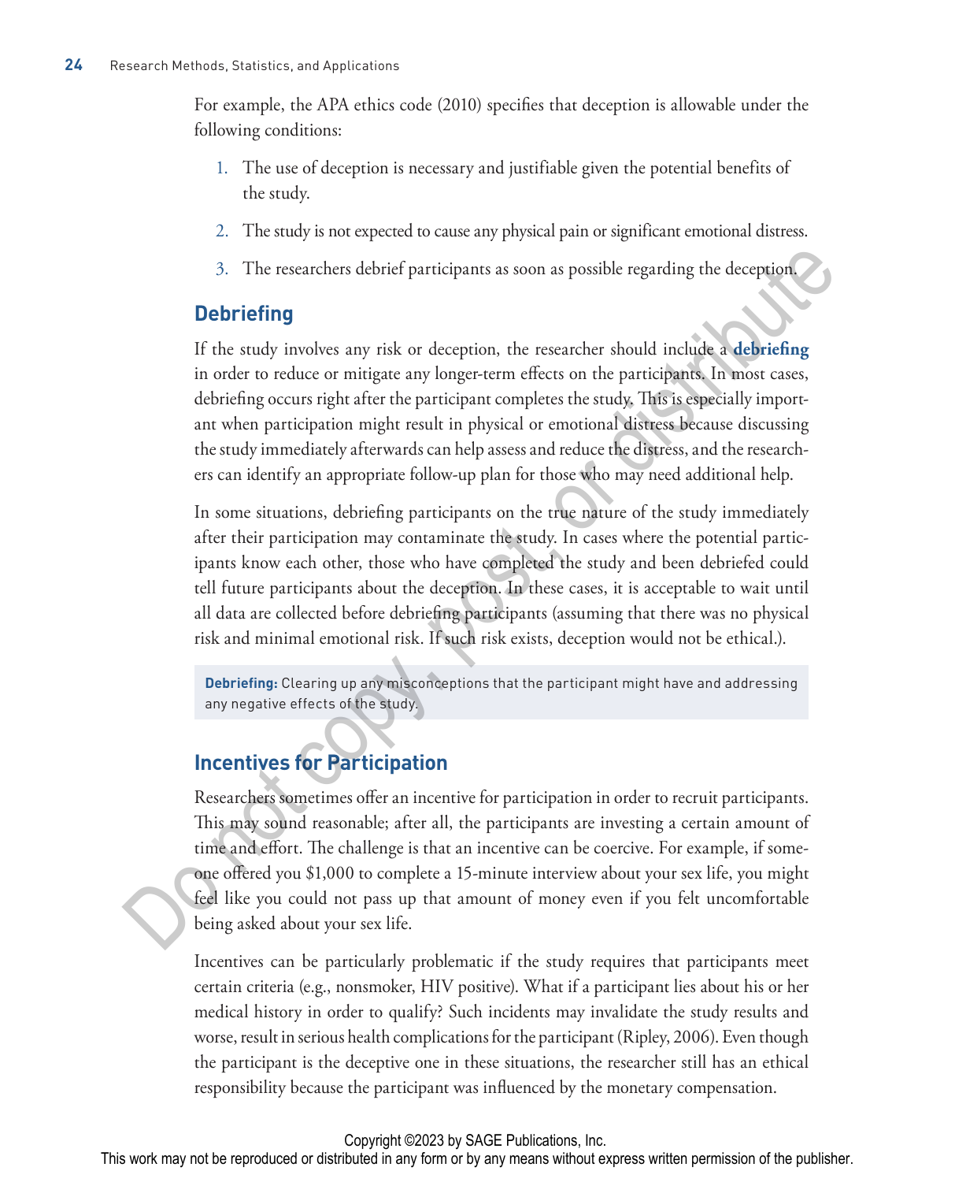For example, the APA ethics code (2010) specifies that deception is allowable under the following conditions:

1. The use of deception is necessary and justifiable given the potential benefits of the study.
2. The study is not expected to cause any physical pain or significant emotional distress.
3. The researchers debrief participants as soon as possible regarding the deception.

## Debriefing

If the study involves any risk or deception, the researcher should include a **debriefing** in order to reduce or mitigate any longer-term effects on the participants. In most cases, debriefing occurs right after the participant completes the study. This is especially important when participation might result in physical or emotional distress because discussing the study immediately afterwards can help assess and reduce the distress, and the researchers can identify an appropriate follow-up plan for those who may need additional help.

In some situations, debriefing participants on the true nature of the study immediately after their participation may contaminate the study. In cases where the potential participants know each other, those who have completed the study and been debriefed could tell future participants about the deception. In these cases, it is acceptable to wait until all data are collected before debriefing participants (assuming that there was no physical risk and minimal emotional risk. If such risk exists, deception would not be ethical.).

> **Debriefing:** Clearing up any misconceptions that the participant might have and addressing any negative effects of the study.

## Incentives for Participation

Researchers sometimes offer an incentive for participation in order to recruit participants. This may sound reasonable; after all, the participants are investing a certain amount of time and effort. The challenge is that an incentive can be coercive. For example, if someone offered you $1,000 to complete a 15-minute interview about your sex life, you might feel like you could not pass up that amount of money even if you felt uncomfortable being asked about your sex life.

Incentives can be particularly problematic if the study requires that participants meet certain criteria (e.g., nonsmoker, HIV positive). What if a participant lies about his or her medical history in order to qualify? Such incidents may invalidate the study results and worse, result in serious health complications for the participant (Ripley, 2006). Even though the participant is the deceptive one in these situations, the researcher still has an ethical responsibility because the participant was influenced by the monetary compensation.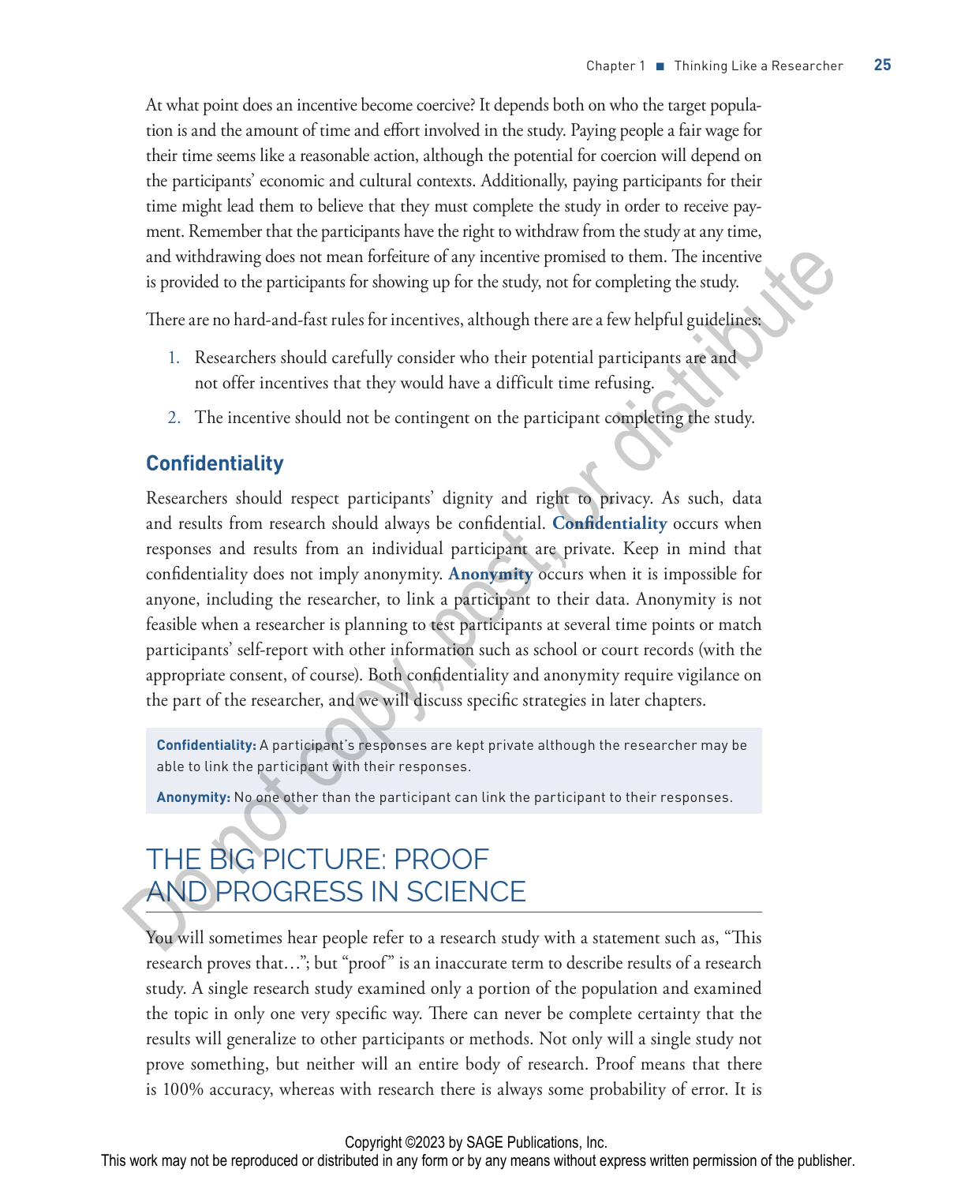At what point does an incentive become coercive? It depends both on who the target population is and the amount of time and effort involved in the study. Paying people a fair wage for their time seems like a reasonable action, although the potential for coercion will depend on the participants' economic and cultural contexts. Additionally, paying participants for their time might lead them to believe that they must complete the study in order to receive payment. Remember that the participants have the right to withdraw from the study at any time, and withdrawing does not mean forfeiture of any incentive promised to them. The incentive is provided to the participants for showing up for the study, not for completing the study.

There are no hard-and-fast rules for incentives, although there are a few helpful guidelines:

1. Researchers should carefully consider who their potential participants are and not offer incentives that they would have a difficult time refusing.
2. The incentive should not be contingent on the participant completing the study.

### Confidentiality

Researchers should respect participants' dignity and right to privacy. As such, data and results from research should always be confidential. **Confidentiality** occurs when responses and results from an individual participant are private. Keep in mind that confidentiality does not imply anonymity. **Anonymity** occurs when it is impossible for anyone, including the researcher, to link a participant to their data. Anonymity is not feasible when a researcher is planning to test participants at several time points or match participants' self-report with other information such as school or court records (with the appropriate consent, of course). Both confidentiality and anonymity require vigilance on the part of the researcher, and we will discuss specific strategies in later chapters.

> **Confidentiality:** A participant's responses are kept private although the researcher may be able to link the participant with their responses.
>
> **Anonymity:** No one other than the participant can link the participant to their responses.

## THE BIG PICTURE: PROOF AND PROGRESS IN SCIENCE

You will sometimes hear people refer to a research study with a statement such as, "This research proves that…"; but "proof" is an inaccurate term to describe results of a research study. A single research study examined only a portion of the population and examined the topic in only one very specific way. There can never be complete certainty that the results will generalize to other participants or methods. Not only will a single study not prove something, but neither will an entire body of research. Proof means that there is 100% accuracy, whereas with research there is always some probability of error. It is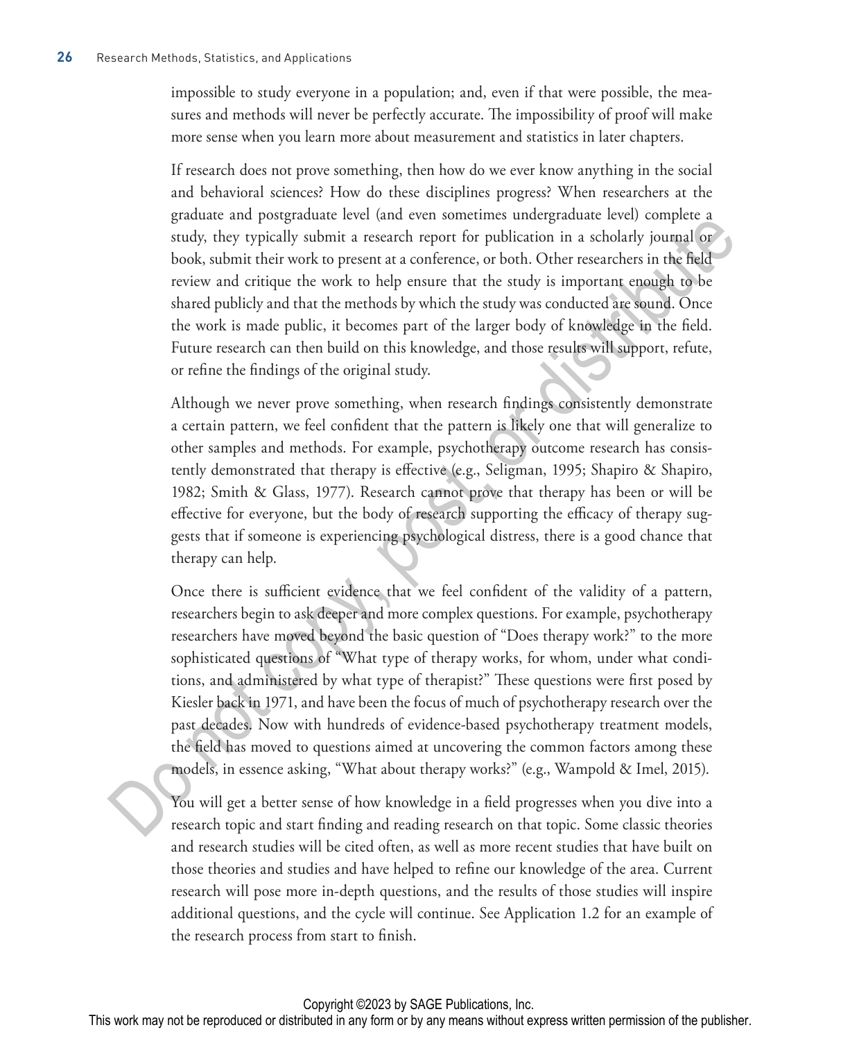impossible to study everyone in a population; and, even if that were possible, the measures and methods will never be perfectly accurate. The impossibility of proof will make more sense when you learn more about measurement and statistics in later chapters.

If research does not prove something, then how do we ever know anything in the social and behavioral sciences? How do these disciplines progress? When researchers at the graduate and postgraduate level (and even sometimes undergraduate level) complete a study, they typically submit a research report for publication in a scholarly journal or book, submit their work to present at a conference, or both. Other researchers in the field review and critique the work to help ensure that the study is important enough to be shared publicly and that the methods by which the study was conducted are sound. Once the work is made public, it becomes part of the larger body of knowledge in the field. Future research can then build on this knowledge, and those results will support, refute, or refine the findings of the original study.

Although we never prove something, when research findings consistently demonstrate a certain pattern, we feel confident that the pattern is likely one that will generalize to other samples and methods. For example, psychotherapy outcome research has consistently demonstrated that therapy is effective (e.g., Seligman, 1995; Shapiro & Shapiro, 1982; Smith & Glass, 1977). Research cannot prove that therapy has been or will be effective for everyone, but the body of research supporting the efficacy of therapy suggests that if someone is experiencing psychological distress, there is a good chance that therapy can help.

Once there is sufficient evidence that we feel confident of the validity of a pattern, researchers begin to ask deeper and more complex questions. For example, psychotherapy researchers have moved beyond the basic question of "Does therapy work?" to the more sophisticated questions of "What type of therapy works, for whom, under what conditions, and administered by what type of therapist?" These questions were first posed by Kiesler back in 1971, and have been the focus of much of psychotherapy research over the past decades. Now with hundreds of evidence-based psychotherapy treatment models, the field has moved to questions aimed at uncovering the common factors among these models, in essence asking, "What about therapy works?" (e.g., Wampold & Imel, 2015).

You will get a better sense of how knowledge in a field progresses when you dive into a research topic and start finding and reading research on that topic. Some classic theories and research studies will be cited often, as well as more recent studies that have built on those theories and studies and have helped to refine our knowledge of the area. Current research will pose more in-depth questions, and the results of those studies will inspire additional questions, and the cycle will continue. See Application 1.2 for an example of the research process from start to finish.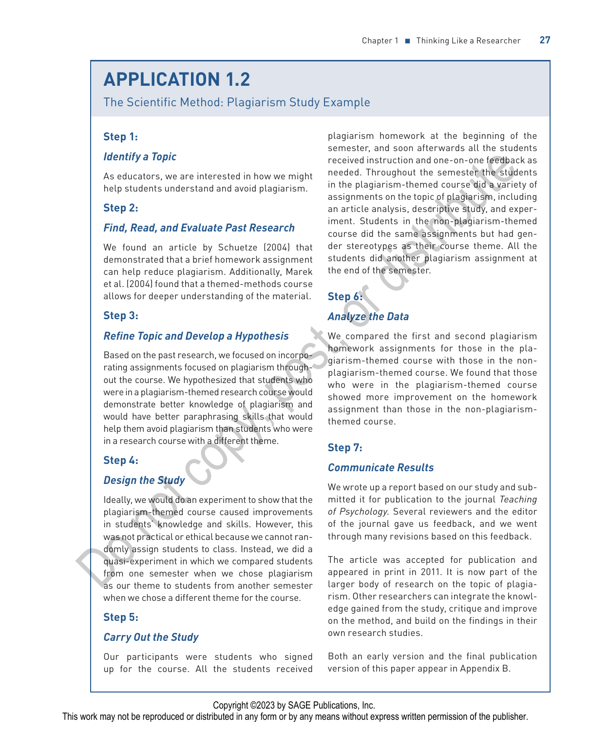# APPLICATION 1.2

## The Scientific Method: Plagiarism Study Example

### Step 1:

#### *Identify a Topic*

As educators, we are interested in how we might help students understand and avoid plagiarism.

### Step 2:

#### *Find, Read, and Evaluate Past Research*

We found an article by Schuetze (2004) that demonstrated that a brief homework assignment can help reduce plagiarism. Additionally, Marek et al. (2004) found that a themed-methods course allows for deeper understanding of the material.

### Step 3:

#### *Refine Topic and Develop a Hypothesis*

Based on the past research, we focused on incorporating assignments focused on plagiarism throughout the course. We hypothesized that students who were in a plagiarism-themed research course would demonstrate better knowledge of plagiarism and would have better paraphrasing skills that would help them avoid plagiarism than students who were in a research course with a different theme.

### Step 4:

#### *Design the Study*

Ideally, we would do an experiment to show that the plagiarism-themed course caused improvements in students' knowledge and skills. However, this was not practical or ethical because we cannot randomly assign students to class. Instead, we did a quasi-experiment in which we compared students from one semester when we chose plagiarism as our theme to students from another semester when we chose a different theme for the course.

### Step 5:

#### *Carry Out the Study*

Our participants were students who signed up for the course. All the students received plagiarism homework at the beginning of the semester, and soon afterwards all the students received instruction and one-on-one feedback as needed. Throughout the semester the students in the plagiarism-themed course did a variety of assignments on the topic of plagiarism, including an article analysis, descriptive study, and experiment. Students in the non-plagiarism-themed course did the same assignments but had gender stereotypes as their course theme. All the students did another plagiarism assignment at the end of the semester.

### Step 6:

#### *Analyze the Data*

We compared the first and second plagiarism homework assignments for those in the plagiarism-themed course with those in the non-plagiarism-themed course. We found that those who were in the plagiarism-themed course showed more improvement on the homework assignment than those in the non-plagiarism-themed course.

### Step 7:

#### *Communicate Results*

We wrote up a report based on our study and submitted it for publication to the journal *Teaching of Psychology*. Several reviewers and the editor of the journal gave us feedback, and we went through many revisions based on this feedback.

The article was accepted for publication and appeared in print in 2011. It is now part of the larger body of research on the topic of plagiarism. Other researchers can integrate the knowledge gained from the study, critique and improve on the method, and build on the findings in their own research studies.

Both an early version and the final publication version of this paper appear in Appendix B.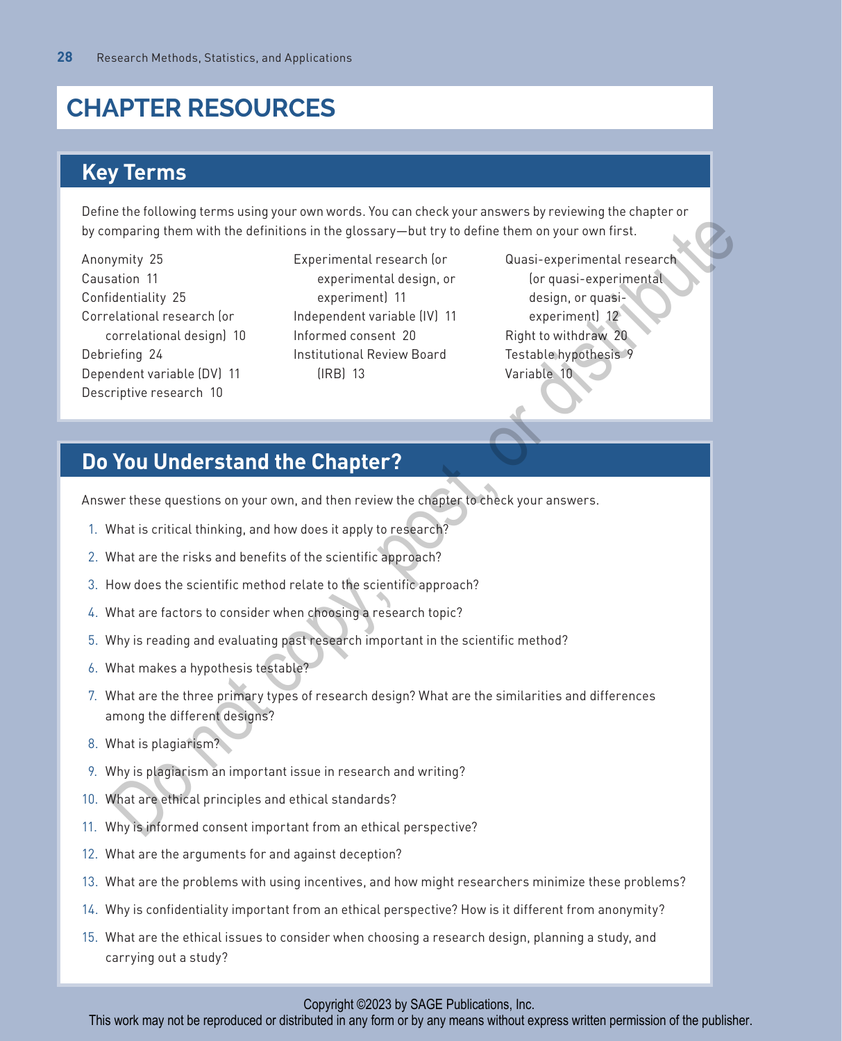# CHAPTER RESOURCES

## Key Terms

Define the following terms using your own words. You can check your answers by reviewing the chapter or by comparing them with the definitions in the glossary—but try to define them on your own first.

Anonymity 25
Causation 11
Confidentiality 25
Correlational research (or correlational design) 10
Debriefing 24
Dependent variable (DV) 11
Descriptive research 10
Experimental research (or experimental design, or experiment) 11
Independent variable (IV) 11
Informed consent 20
Institutional Review Board (IRB) 13
Quasi-experimental research (or quasi-experimental design, or quasi-experiment) 12
Right to withdraw 20
Testable hypothesis 9
Variable 10

## Do You Understand the Chapter?

Answer these questions on your own, and then review the chapter to check your answers.

1. What is critical thinking, and how does it apply to research?
2. What are the risks and benefits of the scientific approach?
3. How does the scientific method relate to the scientific approach?
4. What are factors to consider when choosing a research topic?
5. Why is reading and evaluating past research important in the scientific method?
6. What makes a hypothesis testable?
7. What are the three primary types of research design? What are the similarities and differences among the different designs?
8. What is plagiarism?
9. Why is plagiarism an important issue in research and writing?
10. What are ethical principles and ethical standards?
11. Why is informed consent important from an ethical perspective?
12. What are the arguments for and against deception?
13. What are the problems with using incentives, and how might researchers minimize these problems?
14. Why is confidentiality important from an ethical perspective? How is it different from anonymity?
15. What are the ethical issues to consider when choosing a research design, planning a study, and carrying out a study?

Copyright ©2023 by SAGE Publications, Inc.
This work may not be reproduced or distributed in any form or by any means without express written permission of the publisher.